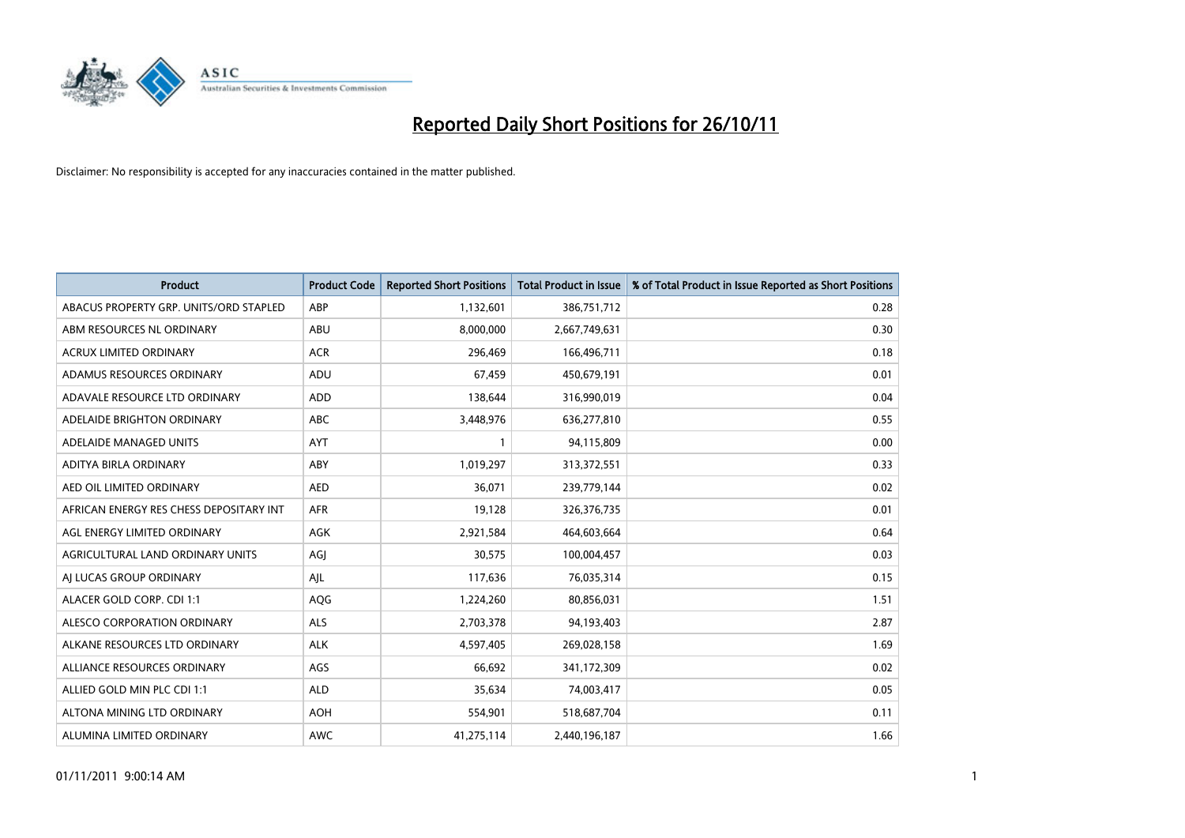# Reported Daily Short Positions for 26/10/11

Disclaimer: No responsibility is accepted for any inaccuracies contained in the matter published.

| Product | Product Code | Reported Short Positions | Total Product in Issue | % of Total Product in Issue Reported as Short Positions |
|---|---|---|---|---|
| ABACUS PROPERTY GRP. UNITS/ORD STAPLED | ABP | 1,132,601 | 386,751,712 | 0.28 |
| ABM RESOURCES NL ORDINARY | ABU | 8,000,000 | 2,667,749,631 | 0.30 |
| ACRUX LIMITED ORDINARY | ACR | 296,469 | 166,496,711 | 0.18 |
| ADAMUS RESOURCES ORDINARY | ADU | 67,459 | 450,679,191 | 0.01 |
| ADAVALE RESOURCE LTD ORDINARY | ADD | 138,644 | 316,990,019 | 0.04 |
| ADELAIDE BRIGHTON ORDINARY | ABC | 3,448,976 | 636,277,810 | 0.55 |
| ADELAIDE MANAGED UNITS | AYT | 1 | 94,115,809 | 0.00 |
| ADITYA BIRLA ORDINARY | ABY | 1,019,297 | 313,372,551 | 0.33 |
| AED OIL LIMITED ORDINARY | AED | 36,071 | 239,779,144 | 0.02 |
| AFRICAN ENERGY RES CHESS DEPOSITARY INT | AFR | 19,128 | 326,376,735 | 0.01 |
| AGL ENERGY LIMITED ORDINARY | AGK | 2,921,584 | 464,603,664 | 0.64 |
| AGRICULTURAL LAND ORDINARY UNITS | AGJ | 30,575 | 100,004,457 | 0.03 |
| AJ LUCAS GROUP ORDINARY | AJL | 117,636 | 76,035,314 | 0.15 |
| ALACER GOLD CORP. CDI 1:1 | AQG | 1,224,260 | 80,856,031 | 1.51 |
| ALESCO CORPORATION ORDINARY | ALS | 2,703,378 | 94,193,403 | 2.87 |
| ALKANE RESOURCES LTD ORDINARY | ALK | 4,597,405 | 269,028,158 | 1.69 |
| ALLIANCE RESOURCES ORDINARY | AGS | 66,692 | 341,172,309 | 0.02 |
| ALLIED GOLD MIN PLC CDI 1:1 | ALD | 35,634 | 74,003,417 | 0.05 |
| ALTONA MINING LTD ORDINARY | AOH | 554,901 | 518,687,704 | 0.11 |
| ALUMINA LIMITED ORDINARY | AWC | 41,275,114 | 2,440,196,187 | 1.66 |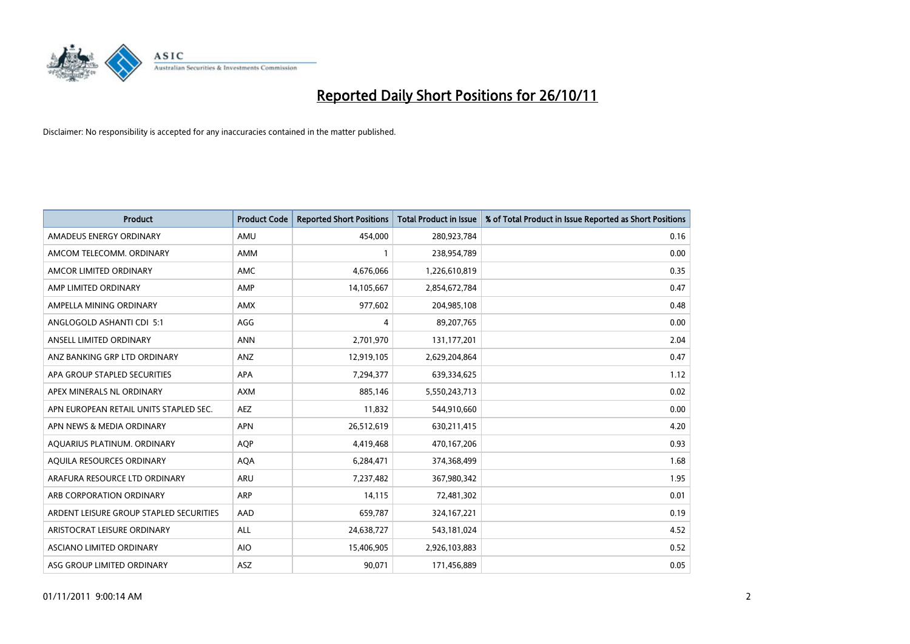# Reported Daily Short Positions for 26/10/11

Disclaimer: No responsibility is accepted for any inaccuracies contained in the matter published.

| Product | Product Code | Reported Short Positions | Total Product in Issue | % of Total Product in Issue Reported as Short Positions |
|---|---|---|---|---|
| AMADEUS ENERGY ORDINARY | AMU | 454,000 | 280,923,784 | 0.16 |
| AMCOM TELECOMM. ORDINARY | AMM | 1 | 238,954,789 | 0.00 |
| AMCOR LIMITED ORDINARY | AMC | 4,676,066 | 1,226,610,819 | 0.35 |
| AMP LIMITED ORDINARY | AMP | 14,105,667 | 2,854,672,784 | 0.47 |
| AMPELLA MINING ORDINARY | AMX | 977,602 | 204,985,108 | 0.48 |
| ANGLOGOLD ASHANTI CDI 5:1 | AGG | 4 | 89,207,765 | 0.00 |
| ANSELL LIMITED ORDINARY | ANN | 2,701,970 | 131,177,201 | 2.04 |
| ANZ BANKING GRP LTD ORDINARY | ANZ | 12,919,105 | 2,629,204,864 | 0.47 |
| APA GROUP STAPLED SECURITIES | APA | 7,294,377 | 639,334,625 | 1.12 |
| APEX MINERALS NL ORDINARY | AXM | 885,146 | 5,550,243,713 | 0.02 |
| APN EUROPEAN RETAIL UNITS STAPLED SEC. | AEZ | 11,832 | 544,910,660 | 0.00 |
| APN NEWS & MEDIA ORDINARY | APN | 26,512,619 | 630,211,415 | 4.20 |
| AQUARIUS PLATINUM. ORDINARY | AQP | 4,419,468 | 470,167,206 | 0.93 |
| AQUILA RESOURCES ORDINARY | AQA | 6,284,471 | 374,368,499 | 1.68 |
| ARAFURA RESOURCE LTD ORDINARY | ARU | 7,237,482 | 367,980,342 | 1.95 |
| ARB CORPORATION ORDINARY | ARP | 14,115 | 72,481,302 | 0.01 |
| ARDENT LEISURE GROUP STAPLED SECURITIES | AAD | 659,787 | 324,167,221 | 0.19 |
| ARISTOCRAT LEISURE ORDINARY | ALL | 24,638,727 | 543,181,024 | 4.52 |
| ASCIANO LIMITED ORDINARY | AIO | 15,406,905 | 2,926,103,883 | 0.52 |
| ASG GROUP LIMITED ORDINARY | ASZ | 90,071 | 171,456,889 | 0.05 |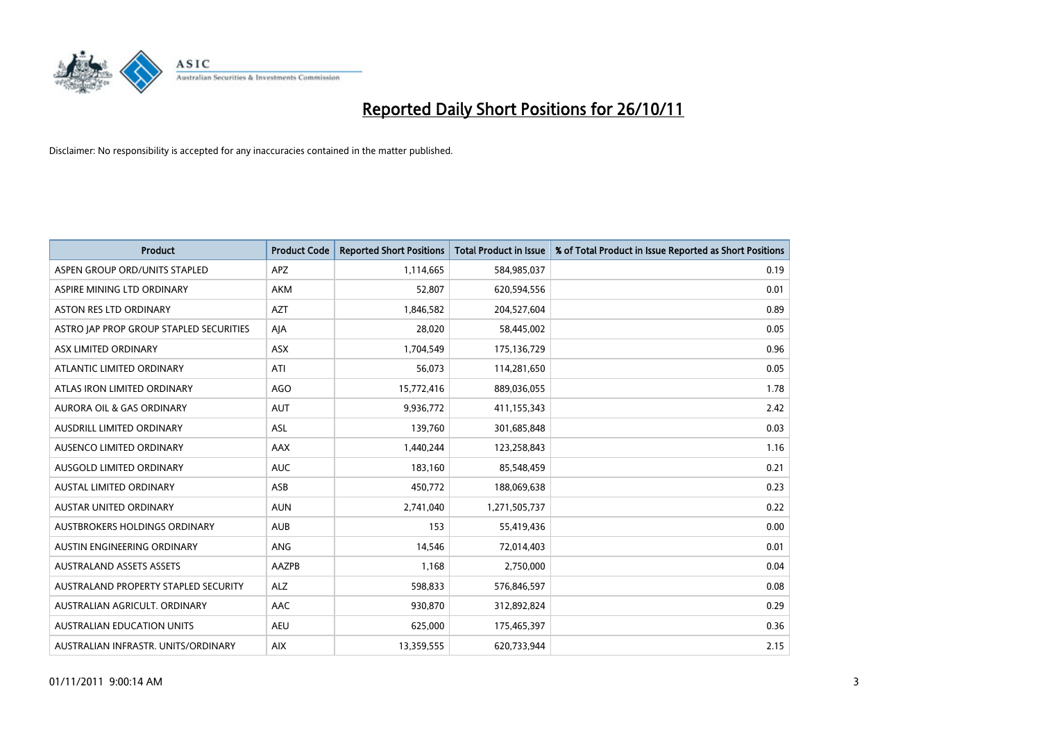# Reported Daily Short Positions for 26/10/11

Disclaimer: No responsibility is accepted for any inaccuracies contained in the matter published.

| Product | Product Code | Reported Short Positions | Total Product in Issue | % of Total Product in Issue Reported as Short Positions |
|---|---|---|---|---|
| ASPEN GROUP ORD/UNITS STAPLED | APZ | 1,114,665 | 584,985,037 | 0.19 |
| ASPIRE MINING LTD ORDINARY | AKM | 52,807 | 620,594,556 | 0.01 |
| ASTON RES LTD ORDINARY | AZT | 1,846,582 | 204,527,604 | 0.89 |
| ASTRO JAP PROP GROUP STAPLED SECURITIES | AJA | 28,020 | 58,445,002 | 0.05 |
| ASX LIMITED ORDINARY | ASX | 1,704,549 | 175,136,729 | 0.96 |
| ATLANTIC LIMITED ORDINARY | ATI | 56,073 | 114,281,650 | 0.05 |
| ATLAS IRON LIMITED ORDINARY | AGO | 15,772,416 | 889,036,055 | 1.78 |
| AURORA OIL & GAS ORDINARY | AUT | 9,936,772 | 411,155,343 | 2.42 |
| AUSDRILL LIMITED ORDINARY | ASL | 139,760 | 301,685,848 | 0.03 |
| AUSENCO LIMITED ORDINARY | AAX | 1,440,244 | 123,258,843 | 1.16 |
| AUSGOLD LIMITED ORDINARY | AUC | 183,160 | 85,548,459 | 0.21 |
| AUSTAL LIMITED ORDINARY | ASB | 450,772 | 188,069,638 | 0.23 |
| AUSTAR UNITED ORDINARY | AUN | 2,741,040 | 1,271,505,737 | 0.22 |
| AUSTBROKERS HOLDINGS ORDINARY | AUB | 153 | 55,419,436 | 0.00 |
| AUSTIN ENGINEERING ORDINARY | ANG | 14,546 | 72,014,403 | 0.01 |
| AUSTRALAND ASSETS ASSETS | AAZPB | 1,168 | 2,750,000 | 0.04 |
| AUSTRALAND PROPERTY STAPLED SECURITY | ALZ | 598,833 | 576,846,597 | 0.08 |
| AUSTRALIAN AGRICULT. ORDINARY | AAC | 930,870 | 312,892,824 | 0.29 |
| AUSTRALIAN EDUCATION UNITS | AEU | 625,000 | 175,465,397 | 0.36 |
| AUSTRALIAN INFRASTR. UNITS/ORDINARY | AIX | 13,359,555 | 620,733,944 | 2.15 |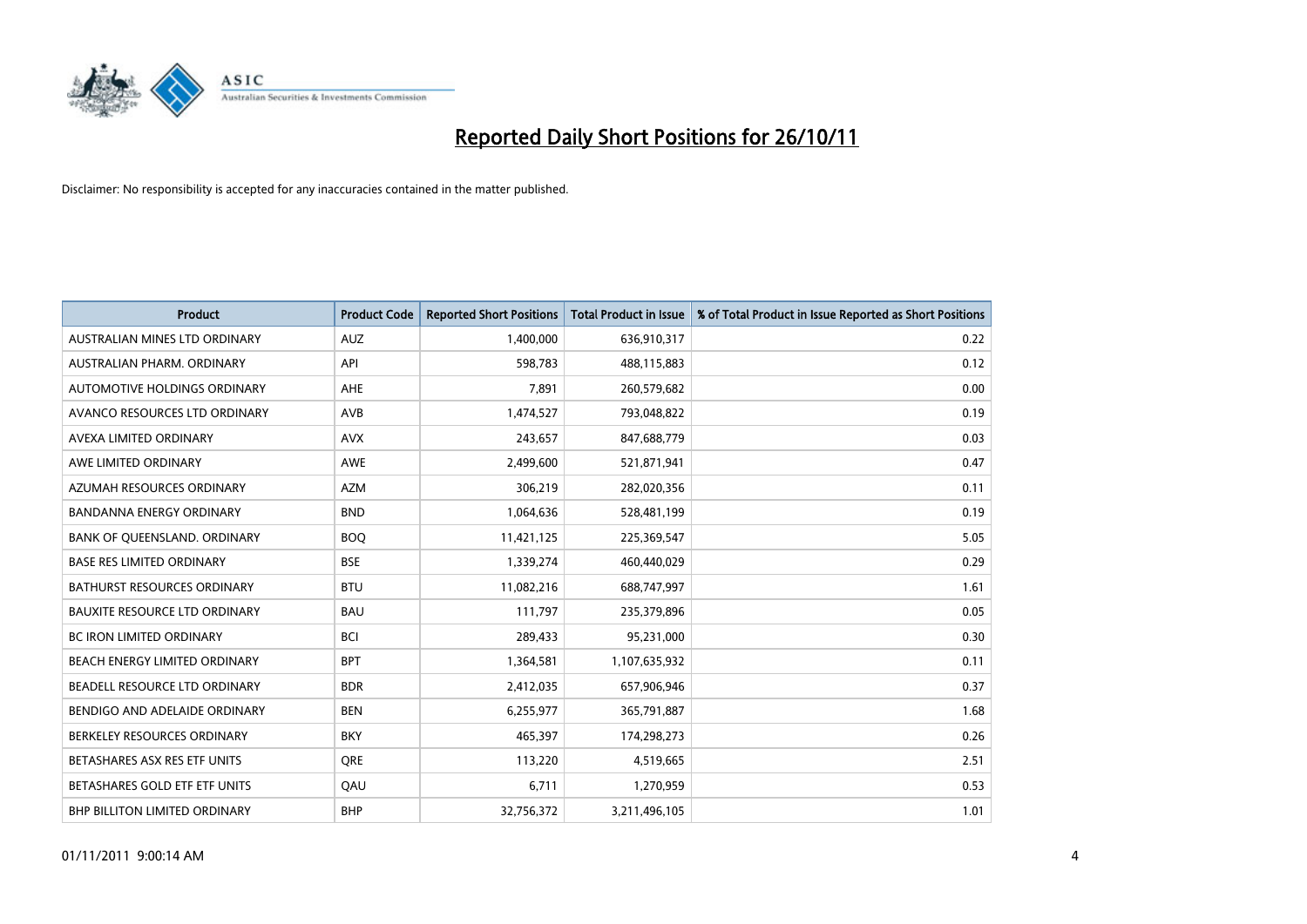# Reported Daily Short Positions for 26/10/11

Disclaimer: No responsibility is accepted for any inaccuracies contained in the matter published.

| Product | Product Code | Reported Short Positions | Total Product in Issue | % of Total Product in Issue Reported as Short Positions |
|---|---|---|---|---|
| AUSTRALIAN MINES LTD ORDINARY | AUZ | 1,400,000 | 636,910,317 | 0.22 |
| AUSTRALIAN PHARM. ORDINARY | API | 598,783 | 488,115,883 | 0.12 |
| AUTOMOTIVE HOLDINGS ORDINARY | AHE | 7,891 | 260,579,682 | 0.00 |
| AVANCO RESOURCES LTD ORDINARY | AVB | 1,474,527 | 793,048,822 | 0.19 |
| AVEXA LIMITED ORDINARY | AVX | 243,657 | 847,688,779 | 0.03 |
| AWE LIMITED ORDINARY | AWE | 2,499,600 | 521,871,941 | 0.47 |
| AZUMAH RESOURCES ORDINARY | AZM | 306,219 | 282,020,356 | 0.11 |
| BANDANNA ENERGY ORDINARY | BND | 1,064,636 | 528,481,199 | 0.19 |
| BANK OF QUEENSLAND. ORDINARY | BOQ | 11,421,125 | 225,369,547 | 5.05 |
| BASE RES LIMITED ORDINARY | BSE | 1,339,274 | 460,440,029 | 0.29 |
| BATHURST RESOURCES ORDINARY | BTU | 11,082,216 | 688,747,997 | 1.61 |
| BAUXITE RESOURCE LTD ORDINARY | BAU | 111,797 | 235,379,896 | 0.05 |
| BC IRON LIMITED ORDINARY | BCI | 289,433 | 95,231,000 | 0.30 |
| BEACH ENERGY LIMITED ORDINARY | BPT | 1,364,581 | 1,107,635,932 | 0.11 |
| BEADELL RESOURCE LTD ORDINARY | BDR | 2,412,035 | 657,906,946 | 0.37 |
| BENDIGO AND ADELAIDE ORDINARY | BEN | 6,255,977 | 365,791,887 | 1.68 |
| BERKELEY RESOURCES ORDINARY | BKY | 465,397 | 174,298,273 | 0.26 |
| BETASHARES ASX RES ETF UNITS | QRE | 113,220 | 4,519,665 | 2.51 |
| BETASHARES GOLD ETF ETF UNITS | QAU | 6,711 | 1,270,959 | 0.53 |
| BHP BILLITON LIMITED ORDINARY | BHP | 32,756,372 | 3,211,496,105 | 1.01 |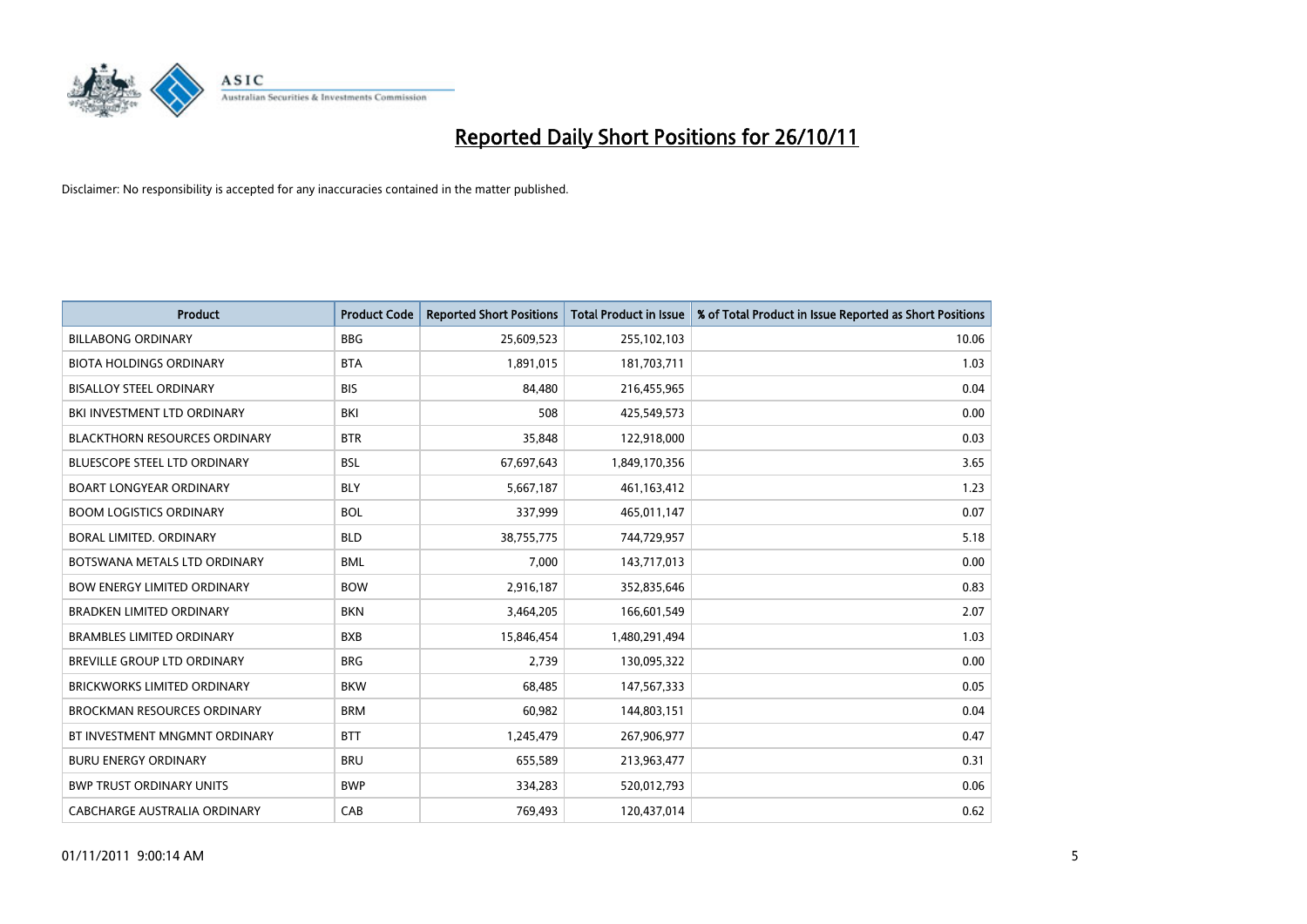# Reported Daily Short Positions for 26/10/11

Disclaimer: No responsibility is accepted for any inaccuracies contained in the matter published.

| Product | Product Code | Reported Short Positions | Total Product in Issue | % of Total Product in Issue Reported as Short Positions |
|---|---|---|---|---|
| BILLABONG ORDINARY | BBG | 25,609,523 | 255,102,103 | 10.06 |
| BIOTA HOLDINGS ORDINARY | BTA | 1,891,015 | 181,703,711 | 1.03 |
| BISALLOY STEEL ORDINARY | BIS | 84,480 | 216,455,965 | 0.04 |
| BKI INVESTMENT LTD ORDINARY | BKI | 508 | 425,549,573 | 0.00 |
| BLACKTHORN RESOURCES ORDINARY | BTR | 35,848 | 122,918,000 | 0.03 |
| BLUESCOPE STEEL LTD ORDINARY | BSL | 67,697,643 | 1,849,170,356 | 3.65 |
| BOART LONGYEAR ORDINARY | BLY | 5,667,187 | 461,163,412 | 1.23 |
| BOOM LOGISTICS ORDINARY | BOL | 337,999 | 465,011,147 | 0.07 |
| BORAL LIMITED. ORDINARY | BLD | 38,755,775 | 744,729,957 | 5.18 |
| BOTSWANA METALS LTD ORDINARY | BML | 7,000 | 143,717,013 | 0.00 |
| BOW ENERGY LIMITED ORDINARY | BOW | 2,916,187 | 352,835,646 | 0.83 |
| BRADKEN LIMITED ORDINARY | BKN | 3,464,205 | 166,601,549 | 2.07 |
| BRAMBLES LIMITED ORDINARY | BXB | 15,846,454 | 1,480,291,494 | 1.03 |
| BREVILLE GROUP LTD ORDINARY | BRG | 2,739 | 130,095,322 | 0.00 |
| BRICKWORKS LIMITED ORDINARY | BKW | 68,485 | 147,567,333 | 0.05 |
| BROCKMAN RESOURCES ORDINARY | BRM | 60,982 | 144,803,151 | 0.04 |
| BT INVESTMENT MNGMNT ORDINARY | BTT | 1,245,479 | 267,906,977 | 0.47 |
| BURU ENERGY ORDINARY | BRU | 655,589 | 213,963,477 | 0.31 |
| BWP TRUST ORDINARY UNITS | BWP | 334,283 | 520,012,793 | 0.06 |
| CABCHARGE AUSTRALIA ORDINARY | CAB | 769,493 | 120,437,014 | 0.62 |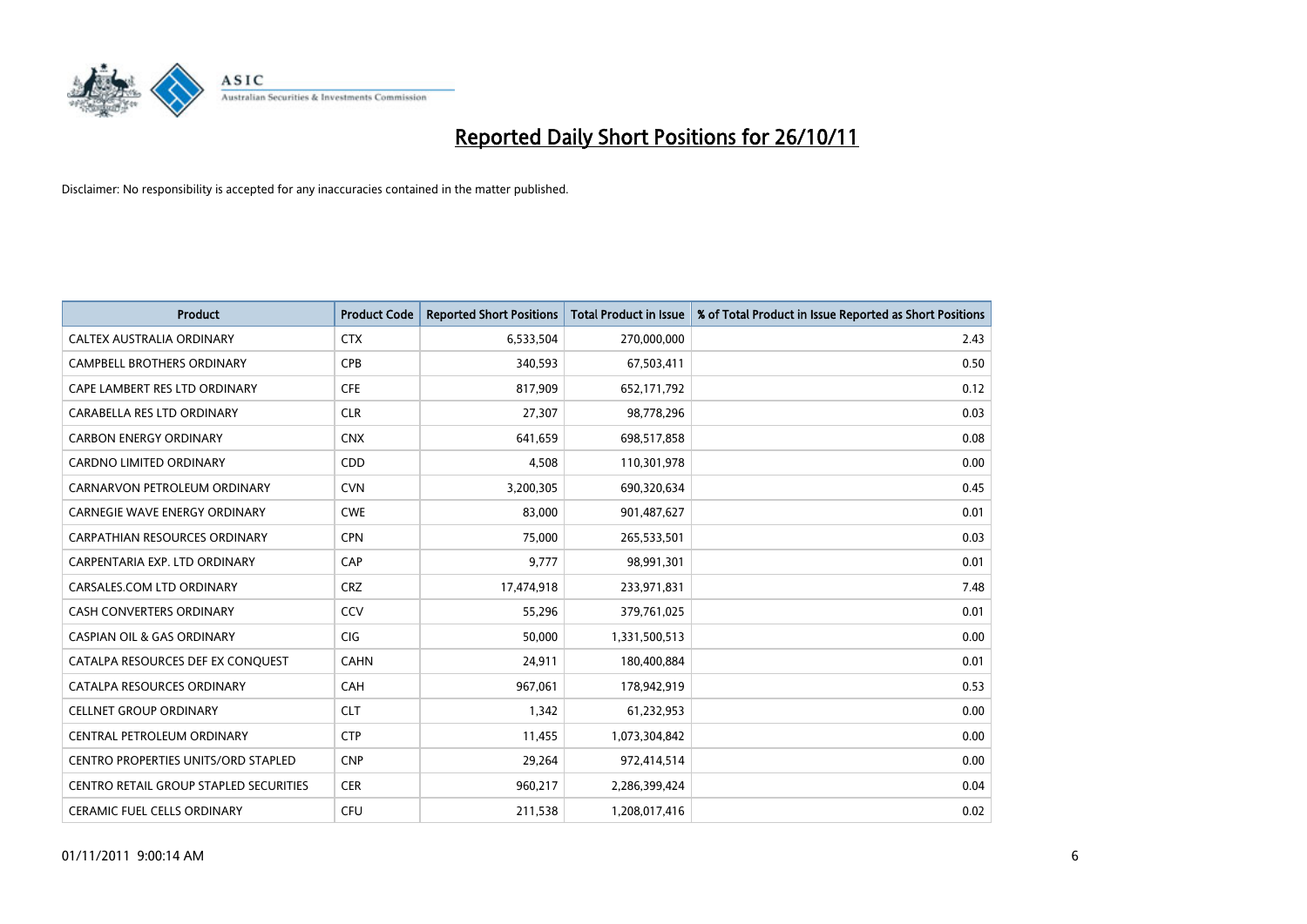# Reported Daily Short Positions for 26/10/11

Disclaimer: No responsibility is accepted for any inaccuracies contained in the matter published.

| Product | Product Code | Reported Short Positions | Total Product in Issue | % of Total Product in Issue Reported as Short Positions |
|---|---|---|---|---|
| CALTEX AUSTRALIA ORDINARY | CTX | 6,533,504 | 270,000,000 | 2.43 |
| CAMPBELL BROTHERS ORDINARY | CPB | 340,593 | 67,503,411 | 0.50 |
| CAPE LAMBERT RES LTD ORDINARY | CFE | 817,909 | 652,171,792 | 0.12 |
| CARABELLA RES LTD ORDINARY | CLR | 27,307 | 98,778,296 | 0.03 |
| CARBON ENERGY ORDINARY | CNX | 641,659 | 698,517,858 | 0.08 |
| CARDNO LIMITED ORDINARY | CDD | 4,508 | 110,301,978 | 0.00 |
| CARNARVON PETROLEUM ORDINARY | CVN | 3,200,305 | 690,320,634 | 0.45 |
| CARNEGIE WAVE ENERGY ORDINARY | CWE | 83,000 | 901,487,627 | 0.01 |
| CARPATHIAN RESOURCES ORDINARY | CPN | 75,000 | 265,533,501 | 0.03 |
| CARPENTARIA EXP. LTD ORDINARY | CAP | 9,777 | 98,991,301 | 0.01 |
| CARSALES.COM LTD ORDINARY | CRZ | 17,474,918 | 233,971,831 | 7.48 |
| CASH CONVERTERS ORDINARY | CCV | 55,296 | 379,761,025 | 0.01 |
| CASPIAN OIL & GAS ORDINARY | CIG | 50,000 | 1,331,500,513 | 0.00 |
| CATALPA RESOURCES DEF EX CONQUEST | CAHN | 24,911 | 180,400,884 | 0.01 |
| CATALPA RESOURCES ORDINARY | CAH | 967,061 | 178,942,919 | 0.53 |
| CELLNET GROUP ORDINARY | CLT | 1,342 | 61,232,953 | 0.00 |
| CENTRAL PETROLEUM ORDINARY | CTP | 11,455 | 1,073,304,842 | 0.00 |
| CENTRO PROPERTIES UNITS/ORD STAPLED | CNP | 29,264 | 972,414,514 | 0.00 |
| CENTRO RETAIL GROUP STAPLED SECURITIES | CER | 960,217 | 2,286,399,424 | 0.04 |
| CERAMIC FUEL CELLS ORDINARY | CFU | 211,538 | 1,208,017,416 | 0.02 |

01/11/2011 9:00:14 AM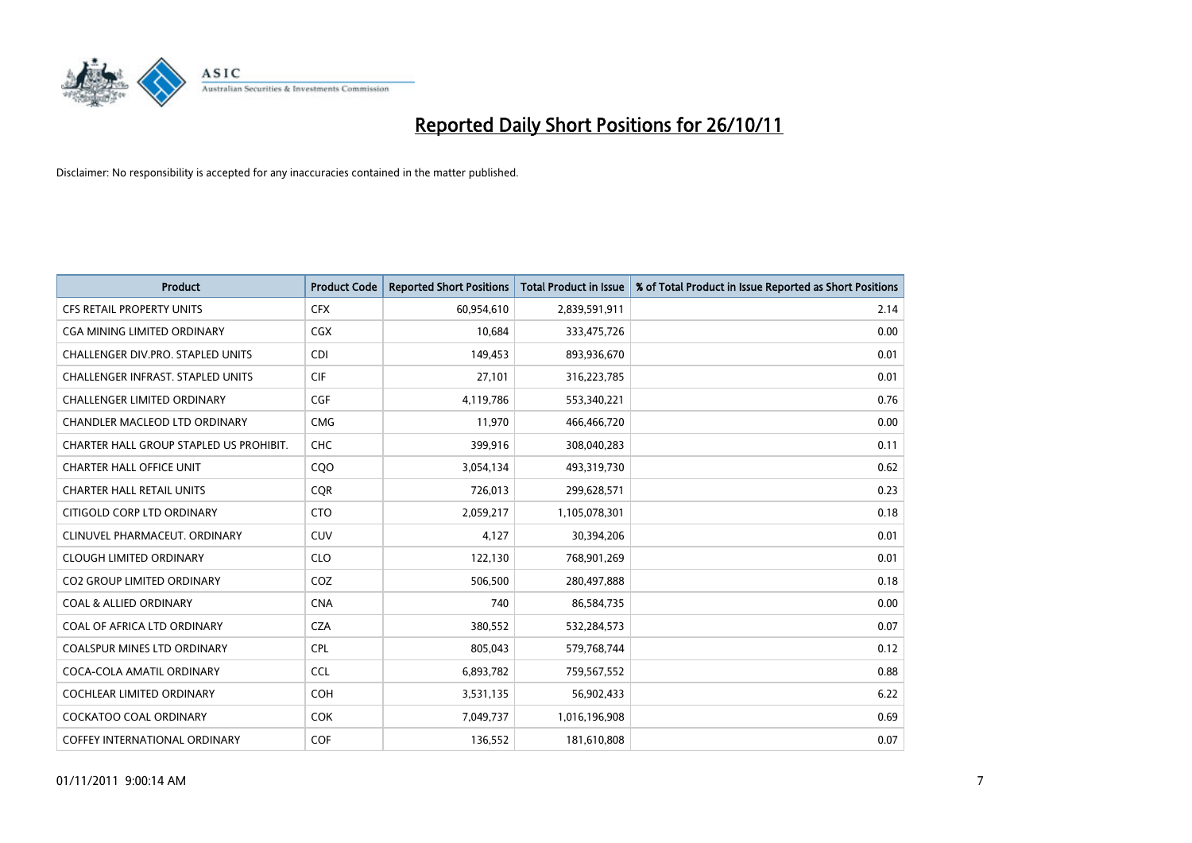# Reported Daily Short Positions for 26/10/11

Disclaimer: No responsibility is accepted for any inaccuracies contained in the matter published.

| Product | Product Code | Reported Short Positions | Total Product in Issue | % of Total Product in Issue Reported as Short Positions |
|---|---|---|---|---|
| CFS RETAIL PROPERTY UNITS | CFX | 60,954,610 | 2,839,591,911 | 2.14 |
| CGA MINING LIMITED ORDINARY | CGX | 10,684 | 333,475,726 | 0.00 |
| CHALLENGER DIV.PRO. STAPLED UNITS | CDI | 149,453 | 893,936,670 | 0.01 |
| CHALLENGER INFRAST. STAPLED UNITS | CIF | 27,101 | 316,223,785 | 0.01 |
| CHALLENGER LIMITED ORDINARY | CGF | 4,119,786 | 553,340,221 | 0.76 |
| CHANDLER MACLEOD LTD ORDINARY | CMG | 11,970 | 466,466,720 | 0.00 |
| CHARTER HALL GROUP STAPLED US PROHIBIT. | CHC | 399,916 | 308,040,283 | 0.11 |
| CHARTER HALL OFFICE UNIT | CQO | 3,054,134 | 493,319,730 | 0.62 |
| CHARTER HALL RETAIL UNITS | CQR | 726,013 | 299,628,571 | 0.23 |
| CITIGOLD CORP LTD ORDINARY | CTO | 2,059,217 | 1,105,078,301 | 0.18 |
| CLINUVEL PHARMACEUT. ORDINARY | CUV | 4,127 | 30,394,206 | 0.01 |
| CLOUGH LIMITED ORDINARY | CLO | 122,130 | 768,901,269 | 0.01 |
| CO2 GROUP LIMITED ORDINARY | COZ | 506,500 | 280,497,888 | 0.18 |
| COAL & ALLIED ORDINARY | CNA | 740 | 86,584,735 | 0.00 |
| COAL OF AFRICA LTD ORDINARY | CZA | 380,552 | 532,284,573 | 0.07 |
| COALSPUR MINES LTD ORDINARY | CPL | 805,043 | 579,768,744 | 0.12 |
| COCA-COLA AMATIL ORDINARY | CCL | 6,893,782 | 759,567,552 | 0.88 |
| COCHLEAR LIMITED ORDINARY | COH | 3,531,135 | 56,902,433 | 6.22 |
| COCKATOO COAL ORDINARY | COK | 7,049,737 | 1,016,196,908 | 0.69 |
| COFFEY INTERNATIONAL ORDINARY | COF | 136,552 | 181,610,808 | 0.07 |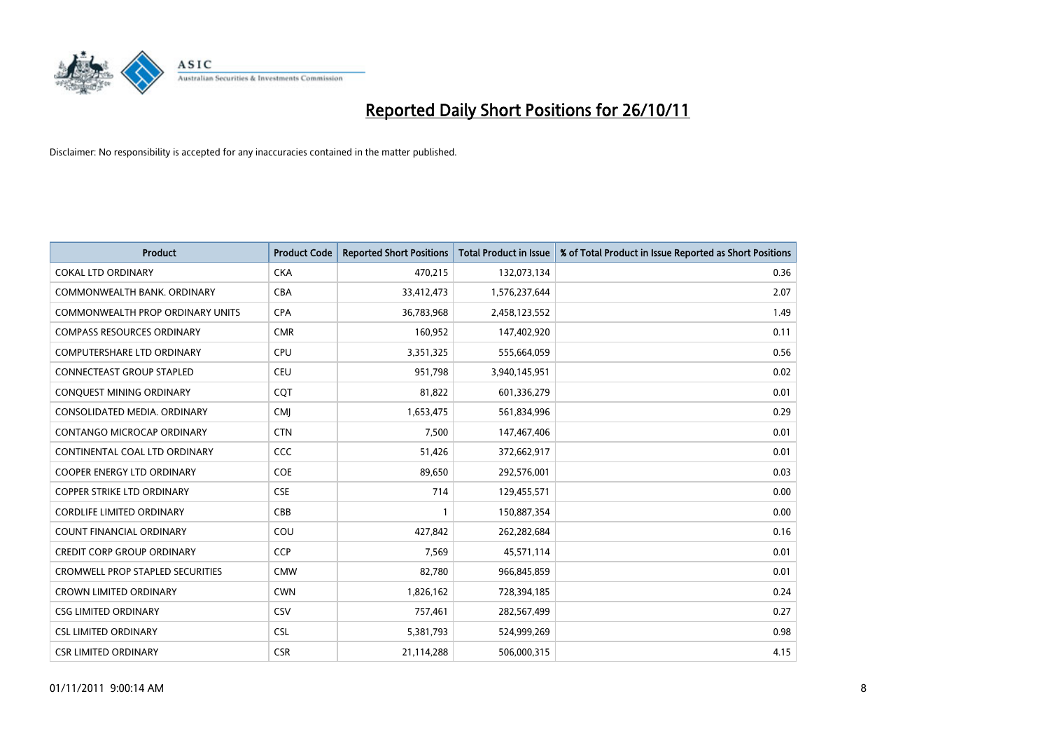# Reported Daily Short Positions for 26/10/11

Disclaimer: No responsibility is accepted for any inaccuracies contained in the matter published.

| Product | Product Code | Reported Short Positions | Total Product in Issue | % of Total Product in Issue Reported as Short Positions |
|---|---|---|---|---|
| COKAL LTD ORDINARY | CKA | 470,215 | 132,073,134 | 0.36 |
| COMMONWEALTH BANK. ORDINARY | CBA | 33,412,473 | 1,576,237,644 | 2.07 |
| COMMONWEALTH PROP ORDINARY UNITS | CPA | 36,783,968 | 2,458,123,552 | 1.49 |
| COMPASS RESOURCES ORDINARY | CMR | 160,952 | 147,402,920 | 0.11 |
| COMPUTERSHARE LTD ORDINARY | CPU | 3,351,325 | 555,664,059 | 0.56 |
| CONNECTEAST GROUP STAPLED | CEU | 951,798 | 3,940,145,951 | 0.02 |
| CONQUEST MINING ORDINARY | CQT | 81,822 | 601,336,279 | 0.01 |
| CONSOLIDATED MEDIA. ORDINARY | CMJ | 1,653,475 | 561,834,996 | 0.29 |
| CONTANGO MICROCAP ORDINARY | CTN | 7,500 | 147,467,406 | 0.01 |
| CONTINENTAL COAL LTD ORDINARY | CCC | 51,426 | 372,662,917 | 0.01 |
| COOPER ENERGY LTD ORDINARY | COE | 89,650 | 292,576,001 | 0.03 |
| COPPER STRIKE LTD ORDINARY | CSE | 714 | 129,455,571 | 0.00 |
| CORDLIFE LIMITED ORDINARY | CBB | 1 | 150,887,354 | 0.00 |
| COUNT FINANCIAL ORDINARY | COU | 427,842 | 262,282,684 | 0.16 |
| CREDIT CORP GROUP ORDINARY | CCP | 7,569 | 45,571,114 | 0.01 |
| CROMWELL PROP STAPLED SECURITIES | CMW | 82,780 | 966,845,859 | 0.01 |
| CROWN LIMITED ORDINARY | CWN | 1,826,162 | 728,394,185 | 0.24 |
| CSG LIMITED ORDINARY | CSV | 757,461 | 282,567,499 | 0.27 |
| CSL LIMITED ORDINARY | CSL | 5,381,793 | 524,999,269 | 0.98 |
| CSR LIMITED ORDINARY | CSR | 21,114,288 | 506,000,315 | 4.15 |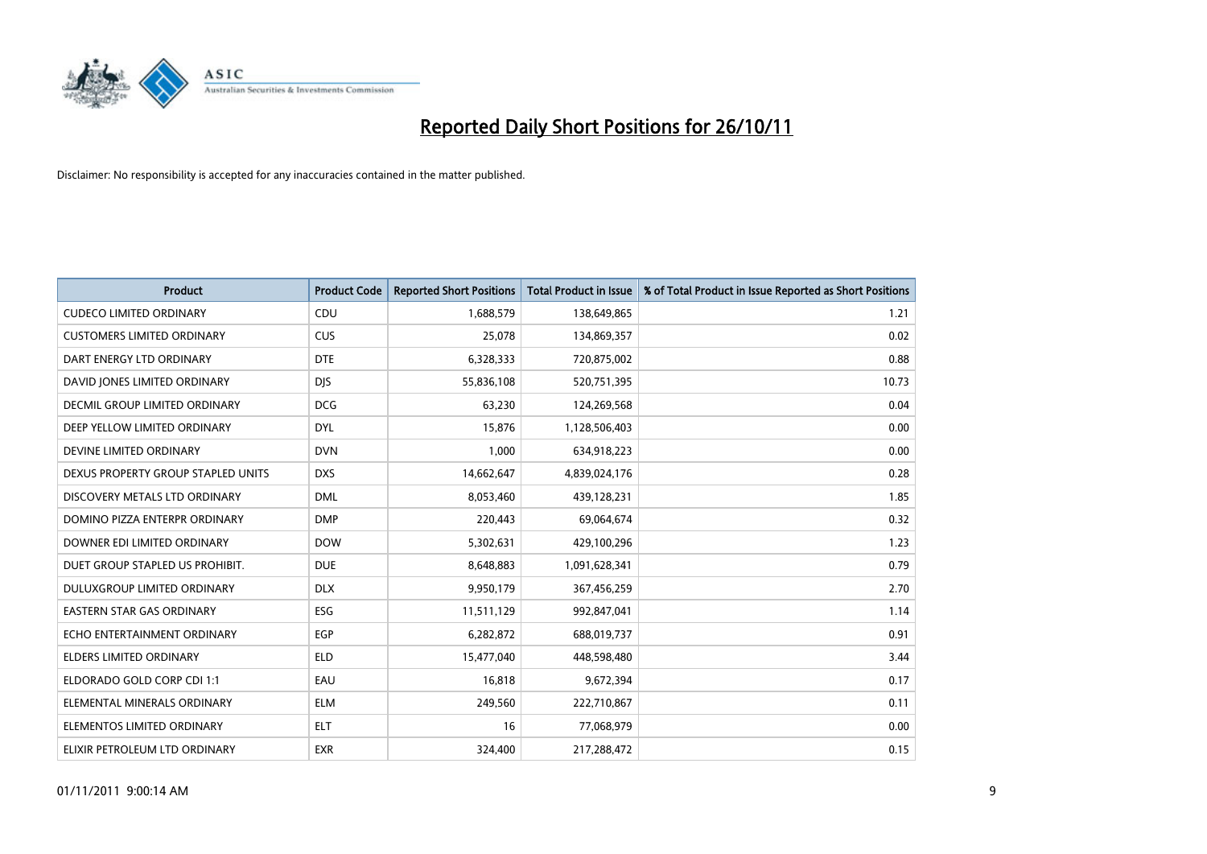# Reported Daily Short Positions for 26/10/11

Disclaimer: No responsibility is accepted for any inaccuracies contained in the matter published.

| Product | Product Code | Reported Short Positions | Total Product in Issue | % of Total Product in Issue Reported as Short Positions |
|---|---|---|---|---|
| CUDECO LIMITED ORDINARY | CDU | 1,688,579 | 138,649,865 | 1.21 |
| CUSTOMERS LIMITED ORDINARY | CUS | 25,078 | 134,869,357 | 0.02 |
| DART ENERGY LTD ORDINARY | DTE | 6,328,333 | 720,875,002 | 0.88 |
| DAVID JONES LIMITED ORDINARY | DJS | 55,836,108 | 520,751,395 | 10.73 |
| DECMIL GROUP LIMITED ORDINARY | DCG | 63,230 | 124,269,568 | 0.04 |
| DEEP YELLOW LIMITED ORDINARY | DYL | 15,876 | 1,128,506,403 | 0.00 |
| DEVINE LIMITED ORDINARY | DVN | 1,000 | 634,918,223 | 0.00 |
| DEXUS PROPERTY GROUP STAPLED UNITS | DXS | 14,662,647 | 4,839,024,176 | 0.28 |
| DISCOVERY METALS LTD ORDINARY | DML | 8,053,460 | 439,128,231 | 1.85 |
| DOMINO PIZZA ENTERPR ORDINARY | DMP | 220,443 | 69,064,674 | 0.32 |
| DOWNER EDI LIMITED ORDINARY | DOW | 5,302,631 | 429,100,296 | 1.23 |
| DUET GROUP STAPLED US PROHIBIT. | DUE | 8,648,883 | 1,091,628,341 | 0.79 |
| DULUXGROUP LIMITED ORDINARY | DLX | 9,950,179 | 367,456,259 | 2.70 |
| EASTERN STAR GAS ORDINARY | ESG | 11,511,129 | 992,847,041 | 1.14 |
| ECHO ENTERTAINMENT ORDINARY | EGP | 6,282,872 | 688,019,737 | 0.91 |
| ELDERS LIMITED ORDINARY | ELD | 15,477,040 | 448,598,480 | 3.44 |
| ELDORADO GOLD CORP CDI 1:1 | EAU | 16,818 | 9,672,394 | 0.17 |
| ELEMENTAL MINERALS ORDINARY | ELM | 249,560 | 222,710,867 | 0.11 |
| ELEMENTOS LIMITED ORDINARY | ELT | 16 | 77,068,979 | 0.00 |
| ELIXIR PETROLEUM LTD ORDINARY | EXR | 324,400 | 217,288,472 | 0.15 |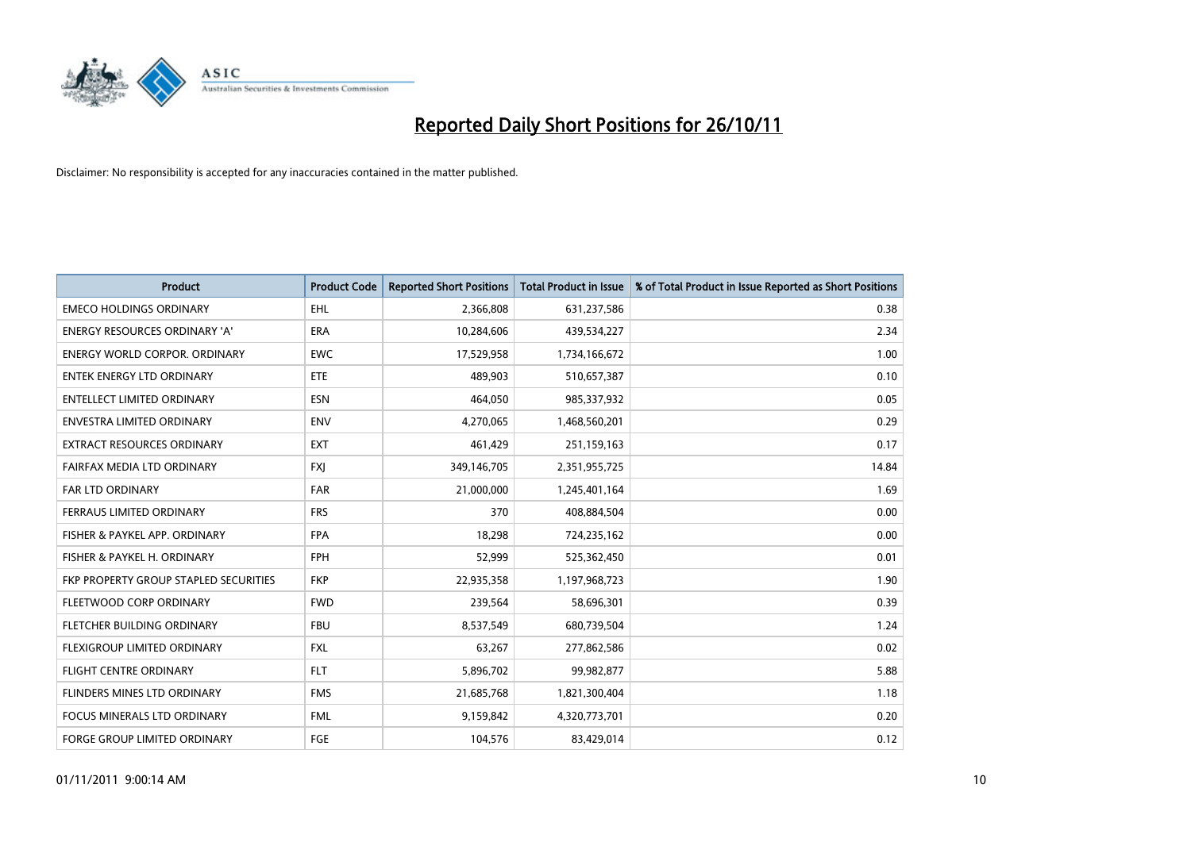# Reported Daily Short Positions for 26/10/11

Disclaimer: No responsibility is accepted for any inaccuracies contained in the matter published.

| Product | Product Code | Reported Short Positions | Total Product in Issue | % of Total Product in Issue Reported as Short Positions |
|---|---|---|---|---|
| EMECO HOLDINGS ORDINARY | EHL | 2,366,808 | 631,237,586 | 0.38 |
| ENERGY RESOURCES ORDINARY 'A' | ERA | 10,284,606 | 439,534,227 | 2.34 |
| ENERGY WORLD CORPOR. ORDINARY | EWC | 17,529,958 | 1,734,166,672 | 1.00 |
| ENTEK ENERGY LTD ORDINARY | ETE | 489,903 | 510,657,387 | 0.10 |
| ENTELLECT LIMITED ORDINARY | ESN | 464,050 | 985,337,932 | 0.05 |
| ENVESTRA LIMITED ORDINARY | ENV | 4,270,065 | 1,468,560,201 | 0.29 |
| EXTRACT RESOURCES ORDINARY | EXT | 461,429 | 251,159,163 | 0.17 |
| FAIRFAX MEDIA LTD ORDINARY | FXJ | 349,146,705 | 2,351,955,725 | 14.84 |
| FAR LTD ORDINARY | FAR | 21,000,000 | 1,245,401,164 | 1.69 |
| FERRAUS LIMITED ORDINARY | FRS | 370 | 408,884,504 | 0.00 |
| FISHER & PAYKEL APP. ORDINARY | FPA | 18,298 | 724,235,162 | 0.00 |
| FISHER & PAYKEL H. ORDINARY | FPH | 52,999 | 525,362,450 | 0.01 |
| FKP PROPERTY GROUP STAPLED SECURITIES | FKP | 22,935,358 | 1,197,968,723 | 1.90 |
| FLEETWOOD CORP ORDINARY | FWD | 239,564 | 58,696,301 | 0.39 |
| FLETCHER BUILDING ORDINARY | FBU | 8,537,549 | 680,739,504 | 1.24 |
| FLEXIGROUP LIMITED ORDINARY | FXL | 63,267 | 277,862,586 | 0.02 |
| FLIGHT CENTRE ORDINARY | FLT | 5,896,702 | 99,982,877 | 5.88 |
| FLINDERS MINES LTD ORDINARY | FMS | 21,685,768 | 1,821,300,404 | 1.18 |
| FOCUS MINERALS LTD ORDINARY | FML | 9,159,842 | 4,320,773,701 | 0.20 |
| FORGE GROUP LIMITED ORDINARY | FGE | 104,576 | 83,429,014 | 0.12 |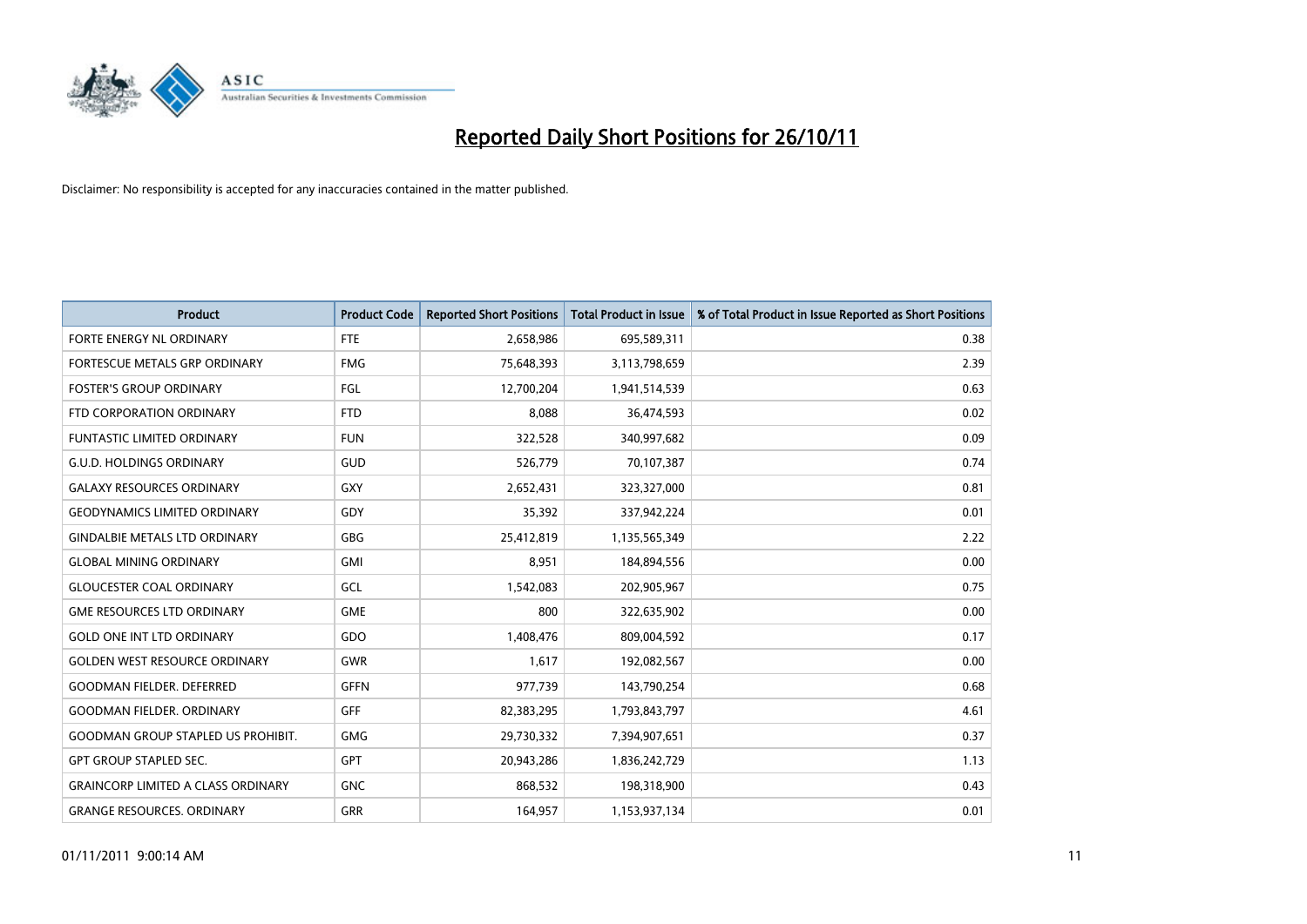# Reported Daily Short Positions for 26/10/11

Disclaimer: No responsibility is accepted for any inaccuracies contained in the matter published.

| Product | Product Code | Reported Short Positions | Total Product in Issue | % of Total Product in Issue Reported as Short Positions |
|---|---|---|---|---|
| FORTE ENERGY NL ORDINARY | FTE | 2,658,986 | 695,589,311 | 0.38 |
| FORTESCUE METALS GRP ORDINARY | FMG | 75,648,393 | 3,113,798,659 | 2.39 |
| FOSTER'S GROUP ORDINARY | FGL | 12,700,204 | 1,941,514,539 | 0.63 |
| FTD CORPORATION ORDINARY | FTD | 8,088 | 36,474,593 | 0.02 |
| FUNTASTIC LIMITED ORDINARY | FUN | 322,528 | 340,997,682 | 0.09 |
| G.U.D. HOLDINGS ORDINARY | GUD | 526,779 | 70,107,387 | 0.74 |
| GALAXY RESOURCES ORDINARY | GXY | 2,652,431 | 323,327,000 | 0.81 |
| GEODYNAMICS LIMITED ORDINARY | GDY | 35,392 | 337,942,224 | 0.01 |
| GINDALBIE METALS LTD ORDINARY | GBG | 25,412,819 | 1,135,565,349 | 2.22 |
| GLOBAL MINING ORDINARY | GMI | 8,951 | 184,894,556 | 0.00 |
| GLOUCESTER COAL ORDINARY | GCL | 1,542,083 | 202,905,967 | 0.75 |
| GME RESOURCES LTD ORDINARY | GME | 800 | 322,635,902 | 0.00 |
| GOLD ONE INT LTD ORDINARY | GDO | 1,408,476 | 809,004,592 | 0.17 |
| GOLDEN WEST RESOURCE ORDINARY | GWR | 1,617 | 192,082,567 | 0.00 |
| GOODMAN FIELDER. DEFERRED | GFFN | 977,739 | 143,790,254 | 0.68 |
| GOODMAN FIELDER. ORDINARY | GFF | 82,383,295 | 1,793,843,797 | 4.61 |
| GOODMAN GROUP STAPLED US PROHIBIT. | GMG | 29,730,332 | 7,394,907,651 | 0.37 |
| GPT GROUP STAPLED SEC. | GPT | 20,943,286 | 1,836,242,729 | 1.13 |
| GRAINCORP LIMITED A CLASS ORDINARY | GNC | 868,532 | 198,318,900 | 0.43 |
| GRANGE RESOURCES. ORDINARY | GRR | 164,957 | 1,153,937,134 | 0.01 |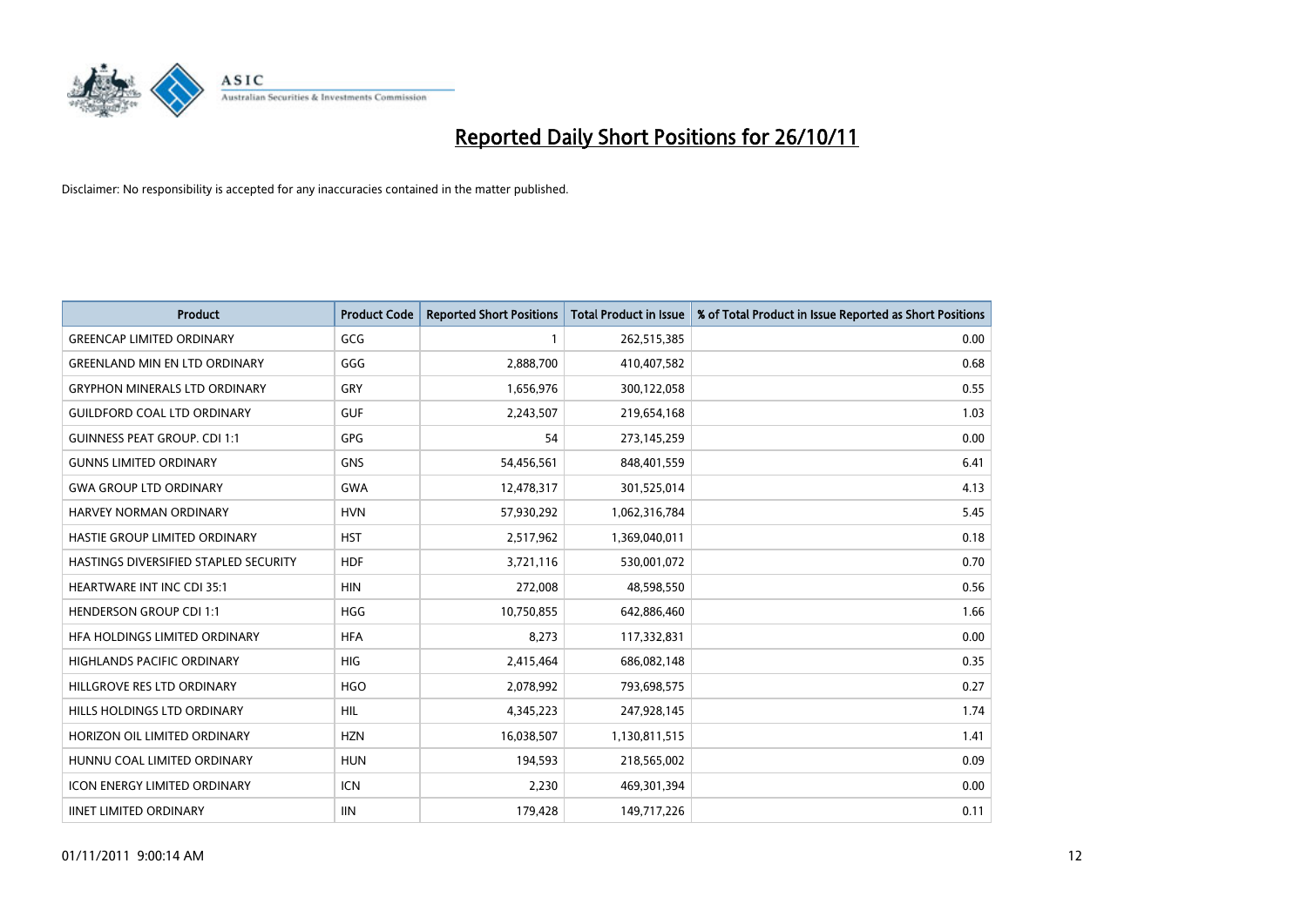# Reported Daily Short Positions for 26/10/11

Disclaimer: No responsibility is accepted for any inaccuracies contained in the matter published.

| Product | Product Code | Reported Short Positions | Total Product in Issue | % of Total Product in Issue Reported as Short Positions |
|---|---|---|---|---|
| GREENCAP LIMITED ORDINARY | GCG | 1 | 262,515,385 | 0.00 |
| GREENLAND MIN EN LTD ORDINARY | GGG | 2,888,700 | 410,407,582 | 0.68 |
| GRYPHON MINERALS LTD ORDINARY | GRY | 1,656,976 | 300,122,058 | 0.55 |
| GUILDFORD COAL LTD ORDINARY | GUF | 2,243,507 | 219,654,168 | 1.03 |
| GUINNESS PEAT GROUP. CDI 1:1 | GPG | 54 | 273,145,259 | 0.00 |
| GUNNS LIMITED ORDINARY | GNS | 54,456,561 | 848,401,559 | 6.41 |
| GWA GROUP LTD ORDINARY | GWA | 12,478,317 | 301,525,014 | 4.13 |
| HARVEY NORMAN ORDINARY | HVN | 57,930,292 | 1,062,316,784 | 5.45 |
| HASTIE GROUP LIMITED ORDINARY | HST | 2,517,962 | 1,369,040,011 | 0.18 |
| HASTINGS DIVERSIFIED STAPLED SECURITY | HDF | 3,721,116 | 530,001,072 | 0.70 |
| HEARTWARE INT INC CDI 35:1 | HIN | 272,008 | 48,598,550 | 0.56 |
| HENDERSON GROUP CDI 1:1 | HGG | 10,750,855 | 642,886,460 | 1.66 |
| HFA HOLDINGS LIMITED ORDINARY | HFA | 8,273 | 117,332,831 | 0.00 |
| HIGHLANDS PACIFIC ORDINARY | HIG | 2,415,464 | 686,082,148 | 0.35 |
| HILLGROVE RES LTD ORDINARY | HGO | 2,078,992 | 793,698,575 | 0.27 |
| HILLS HOLDINGS LTD ORDINARY | HIL | 4,345,223 | 247,928,145 | 1.74 |
| HORIZON OIL LIMITED ORDINARY | HZN | 16,038,507 | 1,130,811,515 | 1.41 |
| HUNNU COAL LIMITED ORDINARY | HUN | 194,593 | 218,565,002 | 0.09 |
| ICON ENERGY LIMITED ORDINARY | ICN | 2,230 | 469,301,394 | 0.00 |
| IINET LIMITED ORDINARY | IIN | 179,428 | 149,717,226 | 0.11 |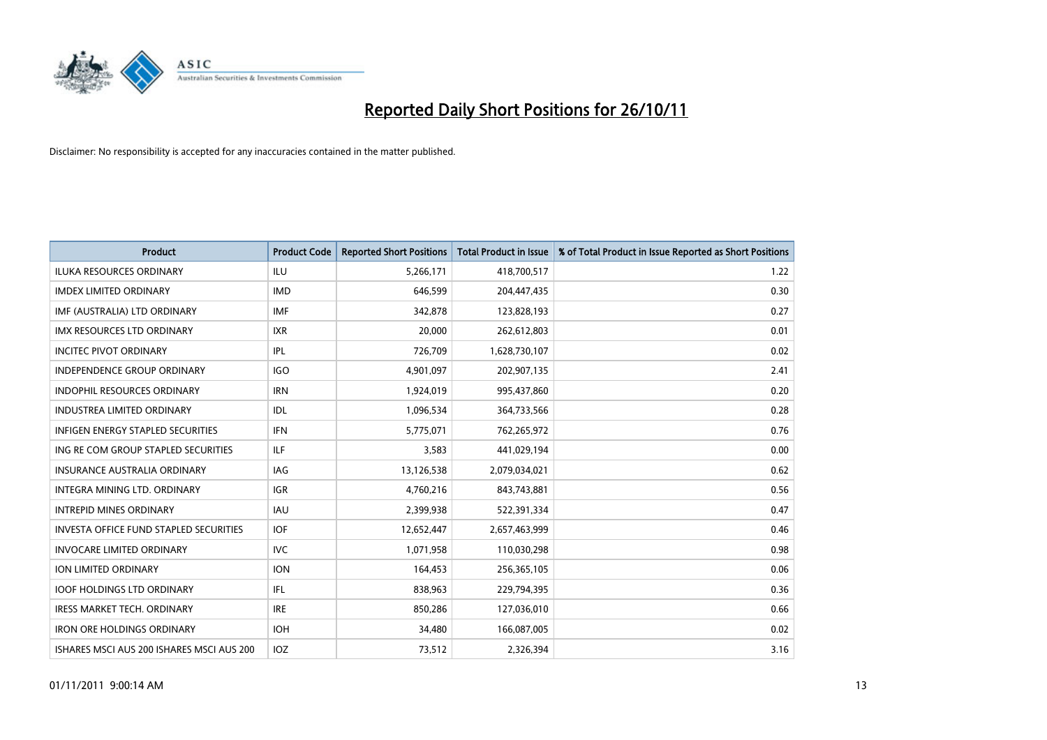# Reported Daily Short Positions for 26/10/11

Disclaimer: No responsibility is accepted for any inaccuracies contained in the matter published.

| Product | Product Code | Reported Short Positions | Total Product in Issue | % of Total Product in Issue Reported as Short Positions |
|---|---|---|---|---|
| ILUKA RESOURCES ORDINARY | ILU | 5,266,171 | 418,700,517 | 1.22 |
| IMDEX LIMITED ORDINARY | IMD | 646,599 | 204,447,435 | 0.30 |
| IMF (AUSTRALIA) LTD ORDINARY | IMF | 342,878 | 123,828,193 | 0.27 |
| IMX RESOURCES LTD ORDINARY | IXR | 20,000 | 262,612,803 | 0.01 |
| INCITEC PIVOT ORDINARY | IPL | 726,709 | 1,628,730,107 | 0.02 |
| INDEPENDENCE GROUP ORDINARY | IGO | 4,901,097 | 202,907,135 | 2.41 |
| INDOPHIL RESOURCES ORDINARY | IRN | 1,924,019 | 995,437,860 | 0.20 |
| INDUSTREA LIMITED ORDINARY | IDL | 1,096,534 | 364,733,566 | 0.28 |
| INFIGEN ENERGY STAPLED SECURITIES | IFN | 5,775,071 | 762,265,972 | 0.76 |
| ING RE COM GROUP STAPLED SECURITIES | ILF | 3,583 | 441,029,194 | 0.00 |
| INSURANCE AUSTRALIA ORDINARY | IAG | 13,126,538 | 2,079,034,021 | 0.62 |
| INTEGRA MINING LTD. ORDINARY | IGR | 4,760,216 | 843,743,881 | 0.56 |
| INTREPID MINES ORDINARY | IAU | 2,399,938 | 522,391,334 | 0.47 |
| INVESTA OFFICE FUND STAPLED SECURITIES | IOF | 12,652,447 | 2,657,463,999 | 0.46 |
| INVOCARE LIMITED ORDINARY | IVC | 1,071,958 | 110,030,298 | 0.98 |
| ION LIMITED ORDINARY | ION | 164,453 | 256,365,105 | 0.06 |
| IOOF HOLDINGS LTD ORDINARY | IFL | 838,963 | 229,794,395 | 0.36 |
| IRESS MARKET TECH. ORDINARY | IRE | 850,286 | 127,036,010 | 0.66 |
| IRON ORE HOLDINGS ORDINARY | IOH | 34,480 | 166,087,005 | 0.02 |
| ISHARES MSCI AUS 200 ISHARES MSCI AUS 200 | IOZ | 73,512 | 2,326,394 | 3.16 |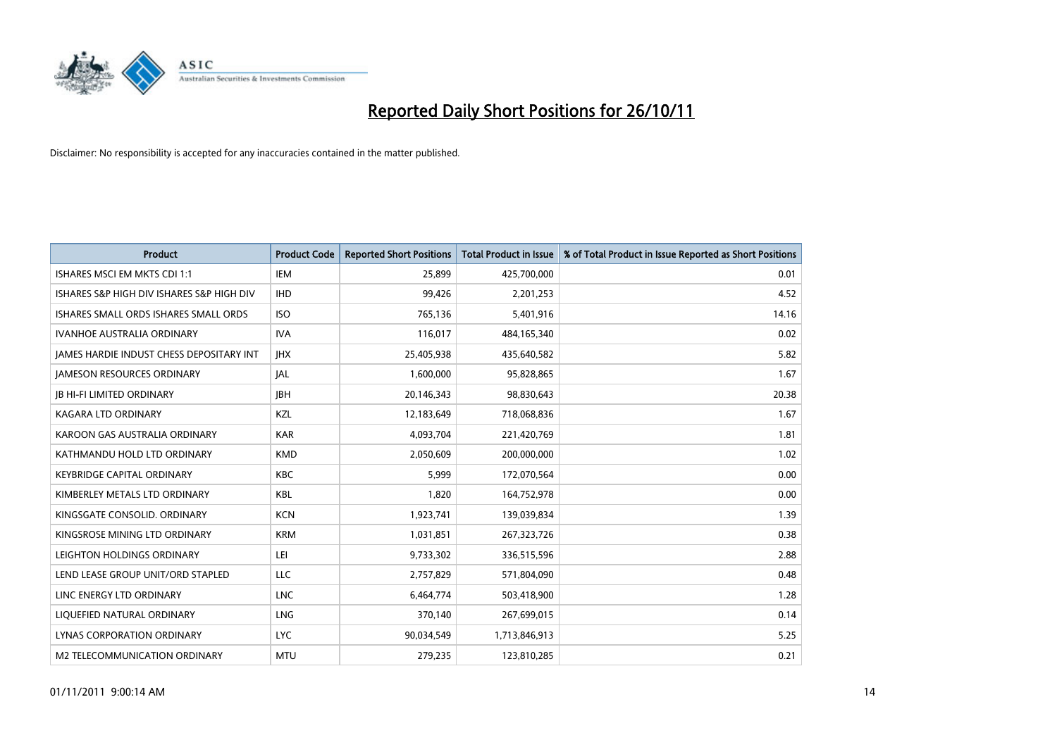# Reported Daily Short Positions for 26/10/11

Disclaimer: No responsibility is accepted for any inaccuracies contained in the matter published.

| Product | Product Code | Reported Short Positions | Total Product in Issue | % of Total Product in Issue Reported as Short Positions |
|---|---|---|---|---|
| ISHARES MSCI EM MKTS CDI 1:1 | IEM | 25,899 | 425,700,000 | 0.01 |
| ISHARES S&P HIGH DIV ISHARES S&P HIGH DIV | IHD | 99,426 | 2,201,253 | 4.52 |
| ISHARES SMALL ORDS ISHARES SMALL ORDS | ISO | 765,136 | 5,401,916 | 14.16 |
| IVANHOE AUSTRALIA ORDINARY | IVA | 116,017 | 484,165,340 | 0.02 |
| JAMES HARDIE INDUST CHESS DEPOSITARY INT | JHX | 25,405,938 | 435,640,582 | 5.82 |
| JAMESON RESOURCES ORDINARY | JAL | 1,600,000 | 95,828,865 | 1.67 |
| JB HI-FI LIMITED ORDINARY | JBH | 20,146,343 | 98,830,643 | 20.38 |
| KAGARA LTD ORDINARY | KZL | 12,183,649 | 718,068,836 | 1.67 |
| KAROON GAS AUSTRALIA ORDINARY | KAR | 4,093,704 | 221,420,769 | 1.81 |
| KATHMANDU HOLD LTD ORDINARY | KMD | 2,050,609 | 200,000,000 | 1.02 |
| KEYBRIDGE CAPITAL ORDINARY | KBC | 5,999 | 172,070,564 | 0.00 |
| KIMBERLEY METALS LTD ORDINARY | KBL | 1,820 | 164,752,978 | 0.00 |
| KINGSGATE CONSOLID. ORDINARY | KCN | 1,923,741 | 139,039,834 | 1.39 |
| KINGSROSE MINING LTD ORDINARY | KRM | 1,031,851 | 267,323,726 | 0.38 |
| LEIGHTON HOLDINGS ORDINARY | LEI | 9,733,302 | 336,515,596 | 2.88 |
| LEND LEASE GROUP UNIT/ORD STAPLED | LLC | 2,757,829 | 571,804,090 | 0.48 |
| LINC ENERGY LTD ORDINARY | LNC | 6,464,774 | 503,418,900 | 1.28 |
| LIQUEFIED NATURAL ORDINARY | LNG | 370,140 | 267,699,015 | 0.14 |
| LYNAS CORPORATION ORDINARY | LYC | 90,034,549 | 1,713,846,913 | 5.25 |
| M2 TELECOMMUNICATION ORDINARY | MTU | 279,235 | 123,810,285 | 0.21 |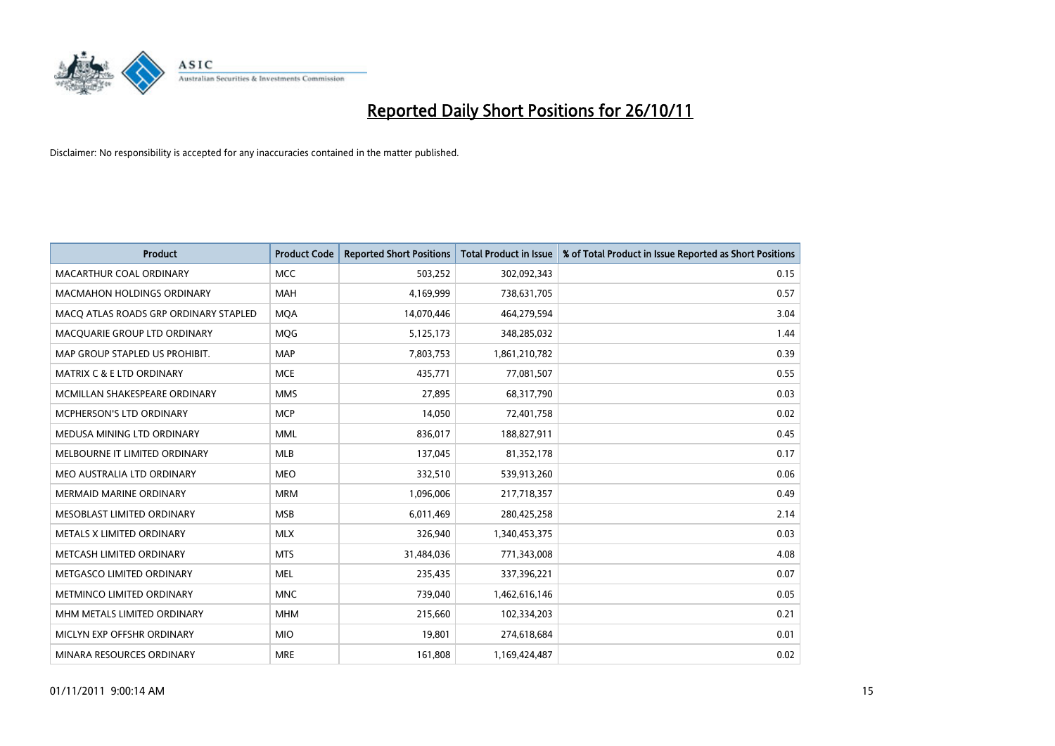# Reported Daily Short Positions for 26/10/11

Disclaimer: No responsibility is accepted for any inaccuracies contained in the matter published.

| Product | Product Code | Reported Short Positions | Total Product in Issue | % of Total Product in Issue Reported as Short Positions |
|---|---|---|---|---|
| MACARTHUR COAL ORDINARY | MCC | 503,252 | 302,092,343 | 0.15 |
| MACMAHON HOLDINGS ORDINARY | MAH | 4,169,999 | 738,631,705 | 0.57 |
| MACQ ATLAS ROADS GRP ORDINARY STAPLED | MQA | 14,070,446 | 464,279,594 | 3.04 |
| MACQUARIE GROUP LTD ORDINARY | MQG | 5,125,173 | 348,285,032 | 1.44 |
| MAP GROUP STAPLED US PROHIBIT. | MAP | 7,803,753 | 1,861,210,782 | 0.39 |
| MATRIX C & E LTD ORDINARY | MCE | 435,771 | 77,081,507 | 0.55 |
| MCMILLAN SHAKESPEARE ORDINARY | MMS | 27,895 | 68,317,790 | 0.03 |
| MCPHERSON'S LTD ORDINARY | MCP | 14,050 | 72,401,758 | 0.02 |
| MEDUSA MINING LTD ORDINARY | MML | 836,017 | 188,827,911 | 0.45 |
| MELBOURNE IT LIMITED ORDINARY | MLB | 137,045 | 81,352,178 | 0.17 |
| MEO AUSTRALIA LTD ORDINARY | MEO | 332,510 | 539,913,260 | 0.06 |
| MERMAID MARINE ORDINARY | MRM | 1,096,006 | 217,718,357 | 0.49 |
| MESOBLAST LIMITED ORDINARY | MSB | 6,011,469 | 280,425,258 | 2.14 |
| METALS X LIMITED ORDINARY | MLX | 326,940 | 1,340,453,375 | 0.03 |
| METCASH LIMITED ORDINARY | MTS | 31,484,036 | 771,343,008 | 4.08 |
| METGASCO LIMITED ORDINARY | MEL | 235,435 | 337,396,221 | 0.07 |
| METMINCO LIMITED ORDINARY | MNC | 739,040 | 1,462,616,146 | 0.05 |
| MHM METALS LIMITED ORDINARY | MHM | 215,660 | 102,334,203 | 0.21 |
| MICLYN EXP OFFSHR ORDINARY | MIO | 19,801 | 274,618,684 | 0.01 |
| MINARA RESOURCES ORDINARY | MRE | 161,808 | 1,169,424,487 | 0.02 |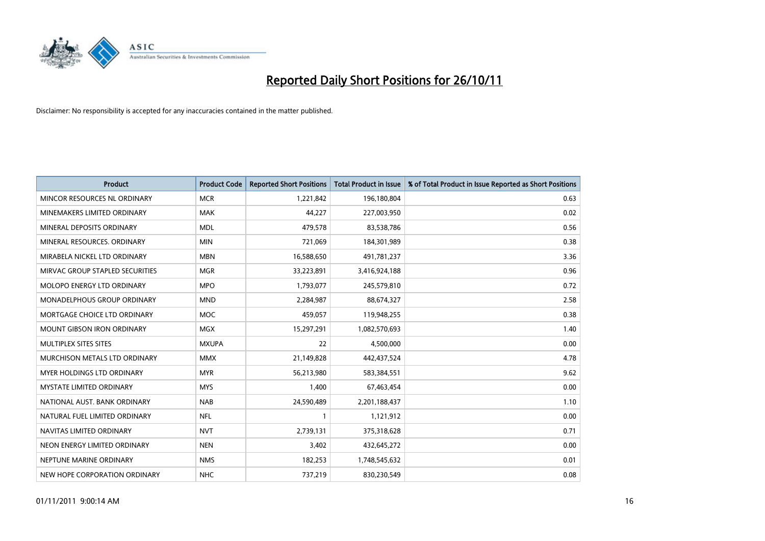# Reported Daily Short Positions for 26/10/11

Disclaimer: No responsibility is accepted for any inaccuracies contained in the matter published.

| Product | Product Code | Reported Short Positions | Total Product in Issue | % of Total Product in Issue Reported as Short Positions |
|---|---|---|---|---|
| MINCOR RESOURCES NL ORDINARY | MCR | 1,221,842 | 196,180,804 | 0.63 |
| MINEMAKERS LIMITED ORDINARY | MAK | 44,227 | 227,003,950 | 0.02 |
| MINERAL DEPOSITS ORDINARY | MDL | 479,578 | 83,538,786 | 0.56 |
| MINERAL RESOURCES. ORDINARY | MIN | 721,069 | 184,301,989 | 0.38 |
| MIRABELA NICKEL LTD ORDINARY | MBN | 16,588,650 | 491,781,237 | 3.36 |
| MIRVAC GROUP STAPLED SECURITIES | MGR | 33,223,891 | 3,416,924,188 | 0.96 |
| MOLOPO ENERGY LTD ORDINARY | MPO | 1,793,077 | 245,579,810 | 0.72 |
| MONADELPHOUS GROUP ORDINARY | MND | 2,284,987 | 88,674,327 | 2.58 |
| MORTGAGE CHOICE LTD ORDINARY | MOC | 459,057 | 119,948,255 | 0.38 |
| MOUNT GIBSON IRON ORDINARY | MGX | 15,297,291 | 1,082,570,693 | 1.40 |
| MULTIPLEX SITES SITES | MXUPA | 22 | 4,500,000 | 0.00 |
| MURCHISON METALS LTD ORDINARY | MMX | 21,149,828 | 442,437,524 | 4.78 |
| MYER HOLDINGS LTD ORDINARY | MYR | 56,213,980 | 583,384,551 | 9.62 |
| MYSTATE LIMITED ORDINARY | MYS | 1,400 | 67,463,454 | 0.00 |
| NATIONAL AUST. BANK ORDINARY | NAB | 24,590,489 | 2,201,188,437 | 1.10 |
| NATURAL FUEL LIMITED ORDINARY | NFL | 1 | 1,121,912 | 0.00 |
| NAVITAS LIMITED ORDINARY | NVT | 2,739,131 | 375,318,628 | 0.71 |
| NEON ENERGY LIMITED ORDINARY | NEN | 3,402 | 432,645,272 | 0.00 |
| NEPTUNE MARINE ORDINARY | NMS | 182,253 | 1,748,545,632 | 0.01 |
| NEW HOPE CORPORATION ORDINARY | NHC | 737,219 | 830,230,549 | 0.08 |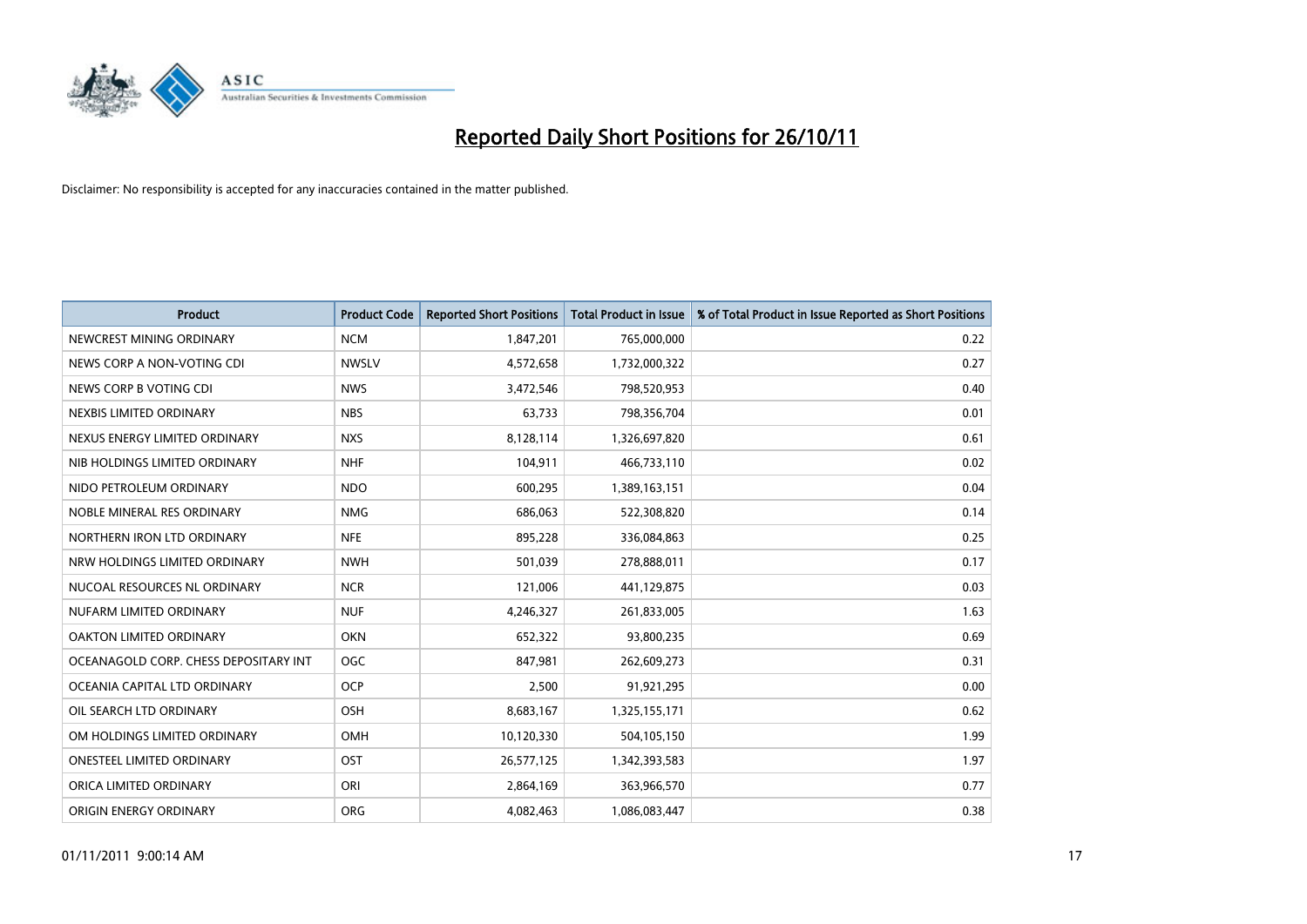# Reported Daily Short Positions for 26/10/11

Disclaimer: No responsibility is accepted for any inaccuracies contained in the matter published.

| Product | Product Code | Reported Short Positions | Total Product in Issue | % of Total Product in Issue Reported as Short Positions |
|---|---|---|---|---|
| NEWCREST MINING ORDINARY | NCM | 1,847,201 | 765,000,000 | 0.22 |
| NEWS CORP A NON-VOTING CDI | NWSLV | 4,572,658 | 1,732,000,322 | 0.27 |
| NEWS CORP B VOTING CDI | NWS | 3,472,546 | 798,520,953 | 0.40 |
| NEXBIS LIMITED ORDINARY | NBS | 63,733 | 798,356,704 | 0.01 |
| NEXUS ENERGY LIMITED ORDINARY | NXS | 8,128,114 | 1,326,697,820 | 0.61 |
| NIB HOLDINGS LIMITED ORDINARY | NHF | 104,911 | 466,733,110 | 0.02 |
| NIDO PETROLEUM ORDINARY | NDO | 600,295 | 1,389,163,151 | 0.04 |
| NOBLE MINERAL RES ORDINARY | NMG | 686,063 | 522,308,820 | 0.14 |
| NORTHERN IRON LTD ORDINARY | NFE | 895,228 | 336,084,863 | 0.25 |
| NRW HOLDINGS LIMITED ORDINARY | NWH | 501,039 | 278,888,011 | 0.17 |
| NUCOAL RESOURCES NL ORDINARY | NCR | 121,006 | 441,129,875 | 0.03 |
| NUFARM LIMITED ORDINARY | NUF | 4,246,327 | 261,833,005 | 1.63 |
| OAKTON LIMITED ORDINARY | OKN | 652,322 | 93,800,235 | 0.69 |
| OCEANAGOLD CORP. CHESS DEPOSITARY INT | OGC | 847,981 | 262,609,273 | 0.31 |
| OCEANIA CAPITAL LTD ORDINARY | OCP | 2,500 | 91,921,295 | 0.00 |
| OIL SEARCH LTD ORDINARY | OSH | 8,683,167 | 1,325,155,171 | 0.62 |
| OM HOLDINGS LIMITED ORDINARY | OMH | 10,120,330 | 504,105,150 | 1.99 |
| ONESTEEL LIMITED ORDINARY | OST | 26,577,125 | 1,342,393,583 | 1.97 |
| ORICA LIMITED ORDINARY | ORI | 2,864,169 | 363,966,570 | 0.77 |
| ORIGIN ENERGY ORDINARY | ORG | 4,082,463 | 1,086,083,447 | 0.38 |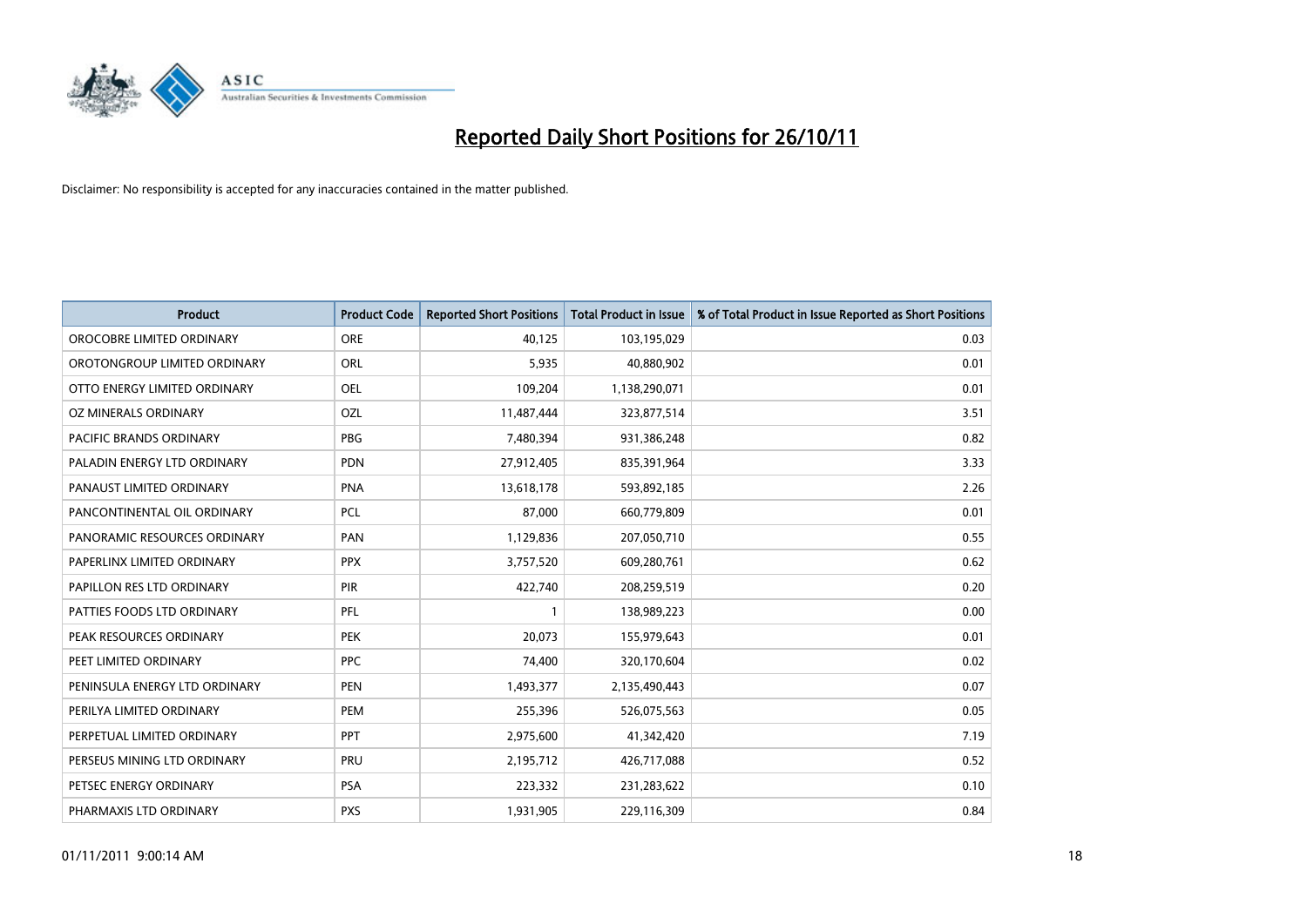# Reported Daily Short Positions for 26/10/11

Disclaimer: No responsibility is accepted for any inaccuracies contained in the matter published.

| Product | Product Code | Reported Short Positions | Total Product in Issue | % of Total Product in Issue Reported as Short Positions |
|---|---|---|---|---|
| OROCOBRE LIMITED ORDINARY | ORE | 40,125 | 103,195,029 | 0.03 |
| OROTONGROUP LIMITED ORDINARY | ORL | 5,935 | 40,880,902 | 0.01 |
| OTTO ENERGY LIMITED ORDINARY | OEL | 109,204 | 1,138,290,071 | 0.01 |
| OZ MINERALS ORDINARY | OZL | 11,487,444 | 323,877,514 | 3.51 |
| PACIFIC BRANDS ORDINARY | PBG | 7,480,394 | 931,386,248 | 0.82 |
| PALADIN ENERGY LTD ORDINARY | PDN | 27,912,405 | 835,391,964 | 3.33 |
| PANAUST LIMITED ORDINARY | PNA | 13,618,178 | 593,892,185 | 2.26 |
| PANCONTINENTAL OIL ORDINARY | PCL | 87,000 | 660,779,809 | 0.01 |
| PANORAMIC RESOURCES ORDINARY | PAN | 1,129,836 | 207,050,710 | 0.55 |
| PAPERLINX LIMITED ORDINARY | PPX | 3,757,520 | 609,280,761 | 0.62 |
| PAPILLON RES LTD ORDINARY | PIR | 422,740 | 208,259,519 | 0.20 |
| PATTIES FOODS LTD ORDINARY | PFL | 1 | 138,989,223 | 0.00 |
| PEAK RESOURCES ORDINARY | PEK | 20,073 | 155,979,643 | 0.01 |
| PEET LIMITED ORDINARY | PPC | 74,400 | 320,170,604 | 0.02 |
| PENINSULA ENERGY LTD ORDINARY | PEN | 1,493,377 | 2,135,490,443 | 0.07 |
| PERILYA LIMITED ORDINARY | PEM | 255,396 | 526,075,563 | 0.05 |
| PERPETUAL LIMITED ORDINARY | PPT | 2,975,600 | 41,342,420 | 7.19 |
| PERSEUS MINING LTD ORDINARY | PRU | 2,195,712 | 426,717,088 | 0.52 |
| PETSEC ENERGY ORDINARY | PSA | 223,332 | 231,283,622 | 0.10 |
| PHARMAXIS LTD ORDINARY | PXS | 1,931,905 | 229,116,309 | 0.84 |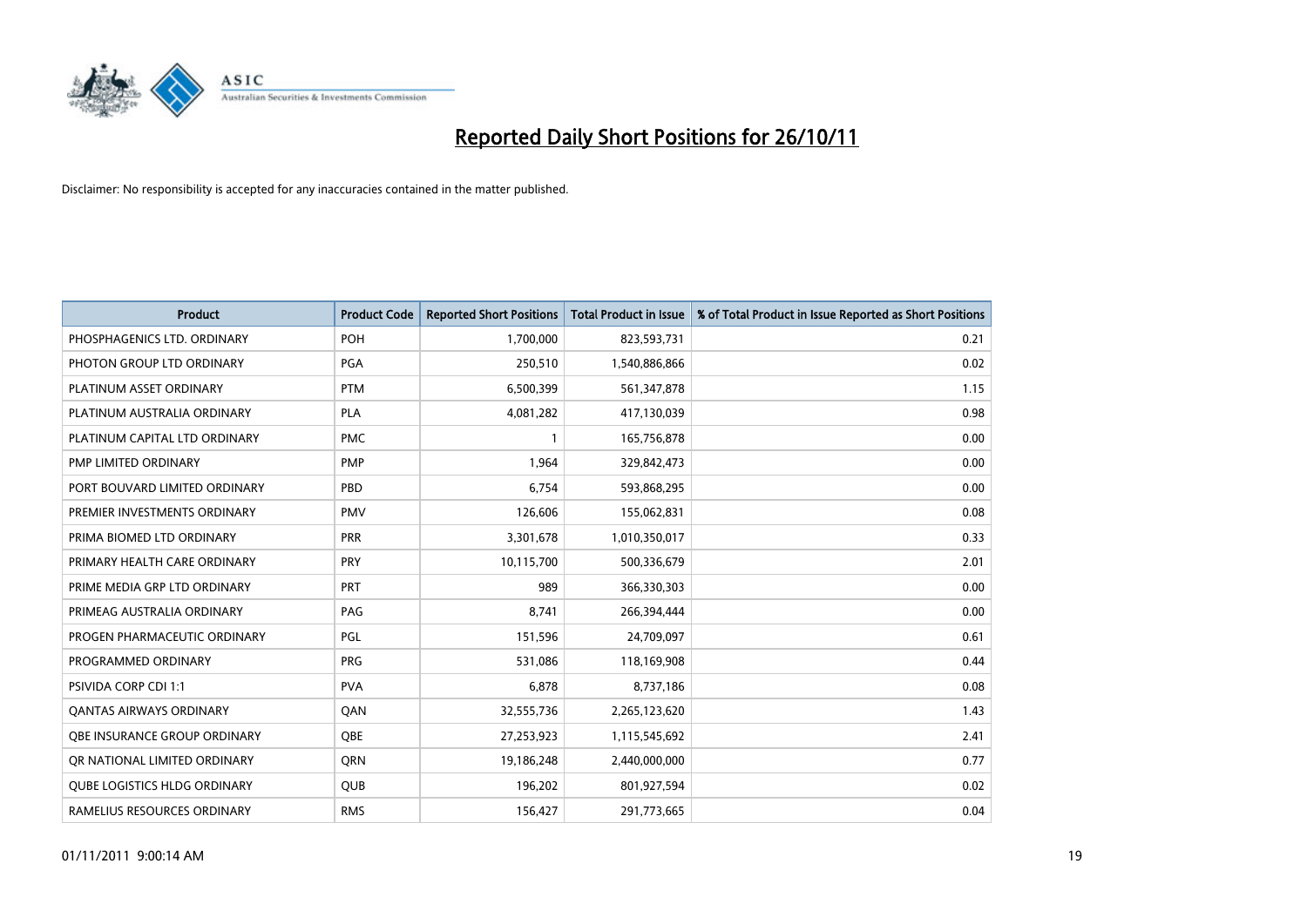# Reported Daily Short Positions for 26/10/11

Disclaimer: No responsibility is accepted for any inaccuracies contained in the matter published.

| Product | Product Code | Reported Short Positions | Total Product in Issue | % of Total Product in Issue Reported as Short Positions |
|---|---|---|---|---|
| PHOSPHAGENICS LTD. ORDINARY | POH | 1,700,000 | 823,593,731 | 0.21 |
| PHOTON GROUP LTD ORDINARY | PGA | 250,510 | 1,540,886,866 | 0.02 |
| PLATINUM ASSET ORDINARY | PTM | 6,500,399 | 561,347,878 | 1.15 |
| PLATINUM AUSTRALIA ORDINARY | PLA | 4,081,282 | 417,130,039 | 0.98 |
| PLATINUM CAPITAL LTD ORDINARY | PMC | 1 | 165,756,878 | 0.00 |
| PMP LIMITED ORDINARY | PMP | 1,964 | 329,842,473 | 0.00 |
| PORT BOUVARD LIMITED ORDINARY | PBD | 6,754 | 593,868,295 | 0.00 |
| PREMIER INVESTMENTS ORDINARY | PMV | 126,606 | 155,062,831 | 0.08 |
| PRIMA BIOMED LTD ORDINARY | PRR | 3,301,678 | 1,010,350,017 | 0.33 |
| PRIMARY HEALTH CARE ORDINARY | PRY | 10,115,700 | 500,336,679 | 2.01 |
| PRIME MEDIA GRP LTD ORDINARY | PRT | 989 | 366,330,303 | 0.00 |
| PRIMEAG AUSTRALIA ORDINARY | PAG | 8,741 | 266,394,444 | 0.00 |
| PROGEN PHARMACEUTIC ORDINARY | PGL | 151,596 | 24,709,097 | 0.61 |
| PROGRAMMED ORDINARY | PRG | 531,086 | 118,169,908 | 0.44 |
| PSIVIDA CORP CDI 1:1 | PVA | 6,878 | 8,737,186 | 0.08 |
| QANTAS AIRWAYS ORDINARY | QAN | 32,555,736 | 2,265,123,620 | 1.43 |
| QBE INSURANCE GROUP ORDINARY | QBE | 27,253,923 | 1,115,545,692 | 2.41 |
| QR NATIONAL LIMITED ORDINARY | QRN | 19,186,248 | 2,440,000,000 | 0.77 |
| QUBE LOGISTICS HLDG ORDINARY | QUB | 196,202 | 801,927,594 | 0.02 |
| RAMELIUS RESOURCES ORDINARY | RMS | 156,427 | 291,773,665 | 0.04 |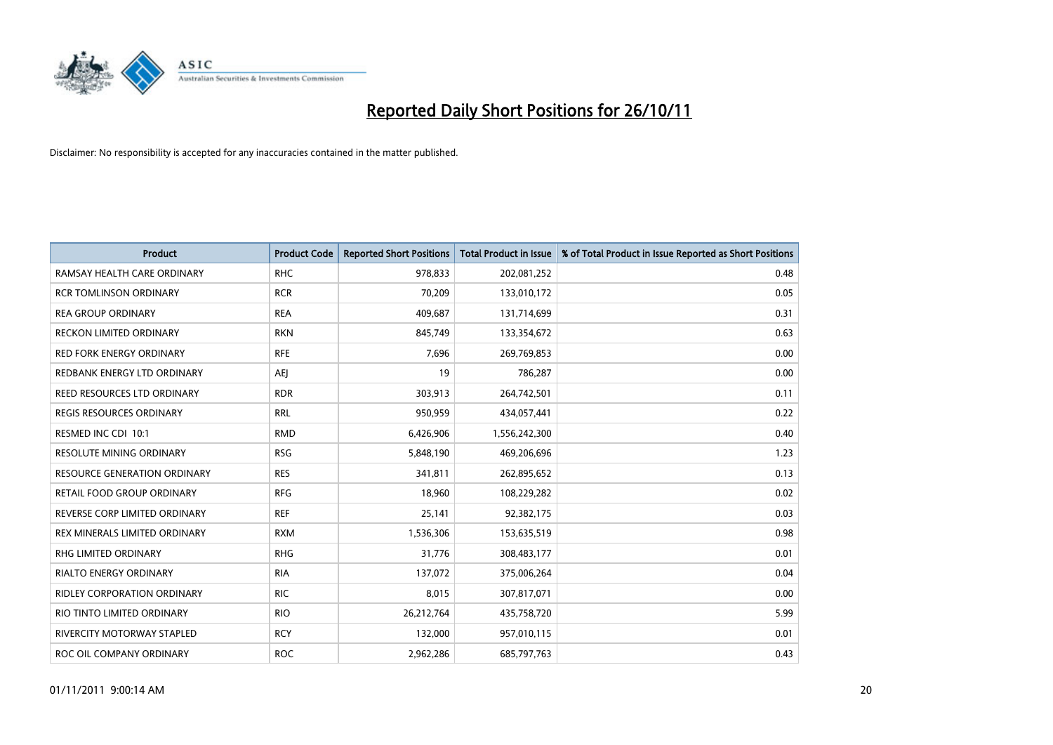# Reported Daily Short Positions for 26/10/11

Disclaimer: No responsibility is accepted for any inaccuracies contained in the matter published.

| Product | Product Code | Reported Short Positions | Total Product in Issue | % of Total Product in Issue Reported as Short Positions |
|---|---|---|---|---|
| RAMSAY HEALTH CARE ORDINARY | RHC | 978,833 | 202,081,252 | 0.48 |
| RCR TOMLINSON ORDINARY | RCR | 70,209 | 133,010,172 | 0.05 |
| REA GROUP ORDINARY | REA | 409,687 | 131,714,699 | 0.31 |
| RECKON LIMITED ORDINARY | RKN | 845,749 | 133,354,672 | 0.63 |
| RED FORK ENERGY ORDINARY | RFE | 7,696 | 269,769,853 | 0.00 |
| REDBANK ENERGY LTD ORDINARY | AEJ | 19 | 786,287 | 0.00 |
| REED RESOURCES LTD ORDINARY | RDR | 303,913 | 264,742,501 | 0.11 |
| REGIS RESOURCES ORDINARY | RRL | 950,959 | 434,057,441 | 0.22 |
| RESMED INC CDI 10:1 | RMD | 6,426,906 | 1,556,242,300 | 0.40 |
| RESOLUTE MINING ORDINARY | RSG | 5,848,190 | 469,206,696 | 1.23 |
| RESOURCE GENERATION ORDINARY | RES | 341,811 | 262,895,652 | 0.13 |
| RETAIL FOOD GROUP ORDINARY | RFG | 18,960 | 108,229,282 | 0.02 |
| REVERSE CORP LIMITED ORDINARY | REF | 25,141 | 92,382,175 | 0.03 |
| REX MINERALS LIMITED ORDINARY | RXM | 1,536,306 | 153,635,519 | 0.98 |
| RHG LIMITED ORDINARY | RHG | 31,776 | 308,483,177 | 0.01 |
| RIALTO ENERGY ORDINARY | RIA | 137,072 | 375,006,264 | 0.04 |
| RIDLEY CORPORATION ORDINARY | RIC | 8,015 | 307,817,071 | 0.00 |
| RIO TINTO LIMITED ORDINARY | RIO | 26,212,764 | 435,758,720 | 5.99 |
| RIVERCITY MOTORWAY STAPLED | RCY | 132,000 | 957,010,115 | 0.01 |
| ROC OIL COMPANY ORDINARY | ROC | 2,962,286 | 685,797,763 | 0.43 |

01/11/2011 9:00:14 AM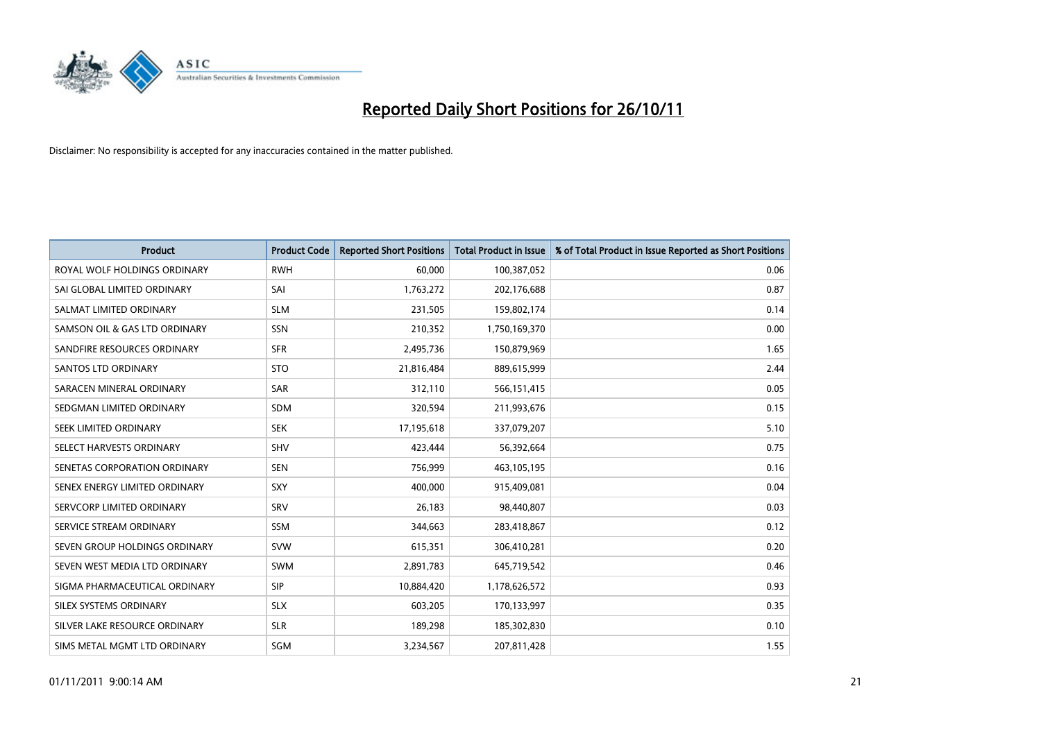# Reported Daily Short Positions for 26/10/11

Disclaimer: No responsibility is accepted for any inaccuracies contained in the matter published.

| Product | Product Code | Reported Short Positions | Total Product in Issue | % of Total Product in Issue Reported as Short Positions |
|---|---|---|---|---|
| ROYAL WOLF HOLDINGS ORDINARY | RWH | 60,000 | 100,387,052 | 0.06 |
| SAI GLOBAL LIMITED ORDINARY | SAI | 1,763,272 | 202,176,688 | 0.87 |
| SALMAT LIMITED ORDINARY | SLM | 231,505 | 159,802,174 | 0.14 |
| SAMSON OIL & GAS LTD ORDINARY | SSN | 210,352 | 1,750,169,370 | 0.00 |
| SANDFIRE RESOURCES ORDINARY | SFR | 2,495,736 | 150,879,969 | 1.65 |
| SANTOS LTD ORDINARY | STO | 21,816,484 | 889,615,999 | 2.44 |
| SARACEN MINERAL ORDINARY | SAR | 312,110 | 566,151,415 | 0.05 |
| SEDGMAN LIMITED ORDINARY | SDM | 320,594 | 211,993,676 | 0.15 |
| SEEK LIMITED ORDINARY | SEK | 17,195,618 | 337,079,207 | 5.10 |
| SELECT HARVESTS ORDINARY | SHV | 423,444 | 56,392,664 | 0.75 |
| SENETAS CORPORATION ORDINARY | SEN | 756,999 | 463,105,195 | 0.16 |
| SENEX ENERGY LIMITED ORDINARY | SXY | 400,000 | 915,409,081 | 0.04 |
| SERVCORP LIMITED ORDINARY | SRV | 26,183 | 98,440,807 | 0.03 |
| SERVICE STREAM ORDINARY | SSM | 344,663 | 283,418,867 | 0.12 |
| SEVEN GROUP HOLDINGS ORDINARY | SVW | 615,351 | 306,410,281 | 0.20 |
| SEVEN WEST MEDIA LTD ORDINARY | SWM | 2,891,783 | 645,719,542 | 0.46 |
| SIGMA PHARMACEUTICAL ORDINARY | SIP | 10,884,420 | 1,178,626,572 | 0.93 |
| SILEX SYSTEMS ORDINARY | SLX | 603,205 | 170,133,997 | 0.35 |
| SILVER LAKE RESOURCE ORDINARY | SLR | 189,298 | 185,302,830 | 0.10 |
| SIMS METAL MGMT LTD ORDINARY | SGM | 3,234,567 | 207,811,428 | 1.55 |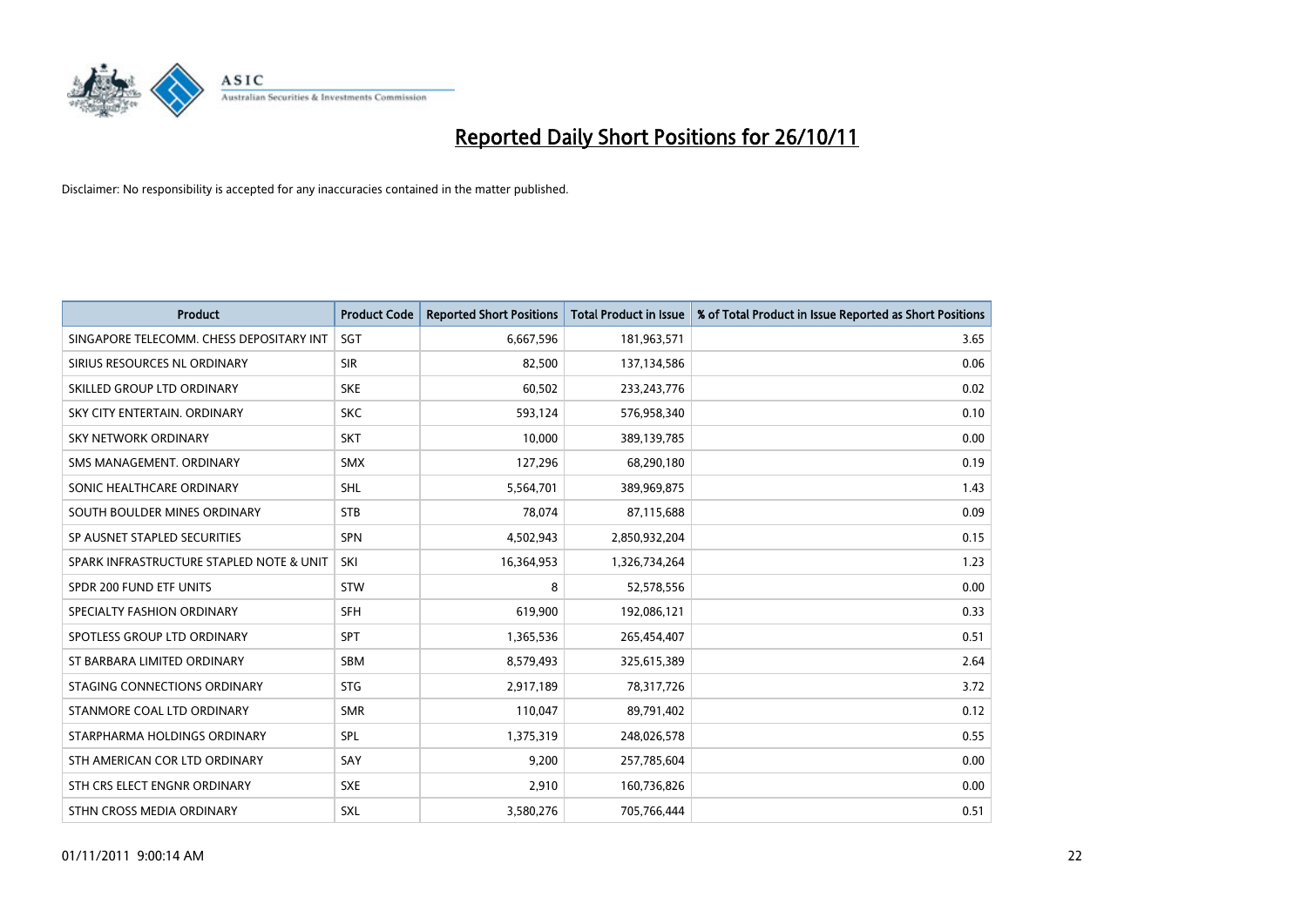# Reported Daily Short Positions for 26/10/11

Disclaimer: No responsibility is accepted for any inaccuracies contained in the matter published.

| Product | Product Code | Reported Short Positions | Total Product in Issue | % of Total Product in Issue Reported as Short Positions |
|---|---|---|---|---|
| SINGAPORE TELECOMM. CHESS DEPOSITARY INT | SGT | 6,667,596 | 181,963,571 | 3.65 |
| SIRIUS RESOURCES NL ORDINARY | SIR | 82,500 | 137,134,586 | 0.06 |
| SKILLED GROUP LTD ORDINARY | SKE | 60,502 | 233,243,776 | 0.02 |
| SKY CITY ENTERTAIN. ORDINARY | SKC | 593,124 | 576,958,340 | 0.10 |
| SKY NETWORK ORDINARY | SKT | 10,000 | 389,139,785 | 0.00 |
| SMS MANAGEMENT. ORDINARY | SMX | 127,296 | 68,290,180 | 0.19 |
| SONIC HEALTHCARE ORDINARY | SHL | 5,564,701 | 389,969,875 | 1.43 |
| SOUTH BOULDER MINES ORDINARY | STB | 78,074 | 87,115,688 | 0.09 |
| SP AUSNET STAPLED SECURITIES | SPN | 4,502,943 | 2,850,932,204 | 0.15 |
| SPARK INFRASTRUCTURE STAPLED NOTE & UNIT | SKI | 16,364,953 | 1,326,734,264 | 1.23 |
| SPDR 200 FUND ETF UNITS | STW | 8 | 52,578,556 | 0.00 |
| SPECIALTY FASHION ORDINARY | SFH | 619,900 | 192,086,121 | 0.33 |
| SPOTLESS GROUP LTD ORDINARY | SPT | 1,365,536 | 265,454,407 | 0.51 |
| ST BARBARA LIMITED ORDINARY | SBM | 8,579,493 | 325,615,389 | 2.64 |
| STAGING CONNECTIONS ORDINARY | STG | 2,917,189 | 78,317,726 | 3.72 |
| STANMORE COAL LTD ORDINARY | SMR | 110,047 | 89,791,402 | 0.12 |
| STARPHARMA HOLDINGS ORDINARY | SPL | 1,375,319 | 248,026,578 | 0.55 |
| STH AMERICAN COR LTD ORDINARY | SAY | 9,200 | 257,785,604 | 0.00 |
| STH CRS ELECT ENGNR ORDINARY | SXE | 2,910 | 160,736,826 | 0.00 |
| STHN CROSS MEDIA ORDINARY | SXL | 3,580,276 | 705,766,444 | 0.51 |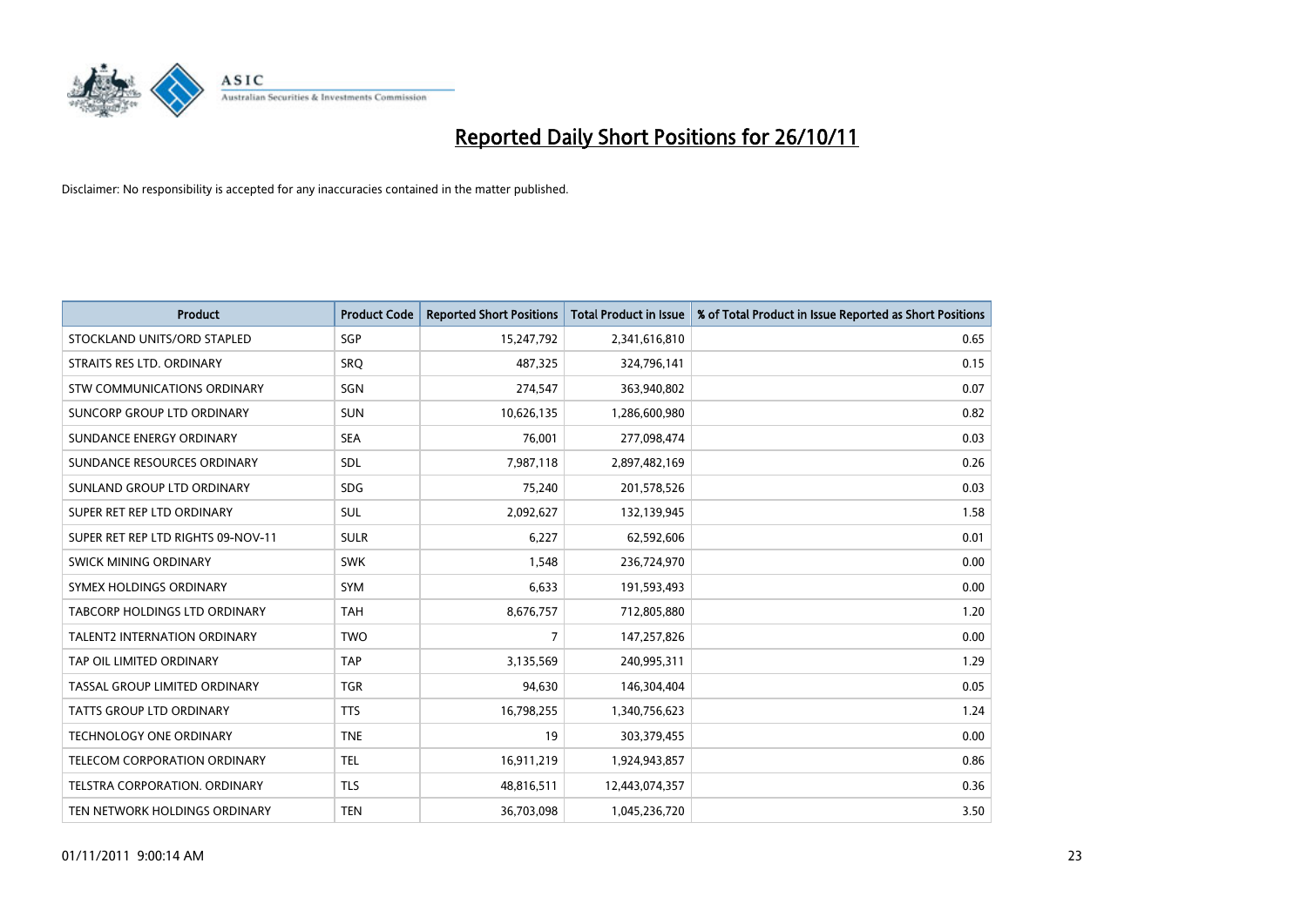# Reported Daily Short Positions for 26/10/11

Disclaimer: No responsibility is accepted for any inaccuracies contained in the matter published.

| Product | Product Code | Reported Short Positions | Total Product in Issue | % of Total Product in Issue Reported as Short Positions |
|---|---|---|---|---|
| STOCKLAND UNITS/ORD STAPLED | SGP | 15,247,792 | 2,341,616,810 | 0.65 |
| STRAITS RES LTD. ORDINARY | SRQ | 487,325 | 324,796,141 | 0.15 |
| STW COMMUNICATIONS ORDINARY | SGN | 274,547 | 363,940,802 | 0.07 |
| SUNCORP GROUP LTD ORDINARY | SUN | 10,626,135 | 1,286,600,980 | 0.82 |
| SUNDANCE ENERGY ORDINARY | SEA | 76,001 | 277,098,474 | 0.03 |
| SUNDANCE RESOURCES ORDINARY | SDL | 7,987,118 | 2,897,482,169 | 0.26 |
| SUNLAND GROUP LTD ORDINARY | SDG | 75,240 | 201,578,526 | 0.03 |
| SUPER RET REP LTD ORDINARY | SUL | 2,092,627 | 132,139,945 | 1.58 |
| SUPER RET REP LTD RIGHTS 09-NOV-11 | SULR | 6,227 | 62,592,606 | 0.01 |
| SWICK MINING ORDINARY | SWK | 1,548 | 236,724,970 | 0.00 |
| SYMEX HOLDINGS ORDINARY | SYM | 6,633 | 191,593,493 | 0.00 |
| TABCORP HOLDINGS LTD ORDINARY | TAH | 8,676,757 | 712,805,880 | 1.20 |
| TALENT2 INTERNATION ORDINARY | TWO | 7 | 147,257,826 | 0.00 |
| TAP OIL LIMITED ORDINARY | TAP | 3,135,569 | 240,995,311 | 1.29 |
| TASSAL GROUP LIMITED ORDINARY | TGR | 94,630 | 146,304,404 | 0.05 |
| TATTS GROUP LTD ORDINARY | TTS | 16,798,255 | 1,340,756,623 | 1.24 |
| TECHNOLOGY ONE ORDINARY | TNE | 19 | 303,379,455 | 0.00 |
| TELECOM CORPORATION ORDINARY | TEL | 16,911,219 | 1,924,943,857 | 0.86 |
| TELSTRA CORPORATION. ORDINARY | TLS | 48,816,511 | 12,443,074,357 | 0.36 |
| TEN NETWORK HOLDINGS ORDINARY | TEN | 36,703,098 | 1,045,236,720 | 3.50 |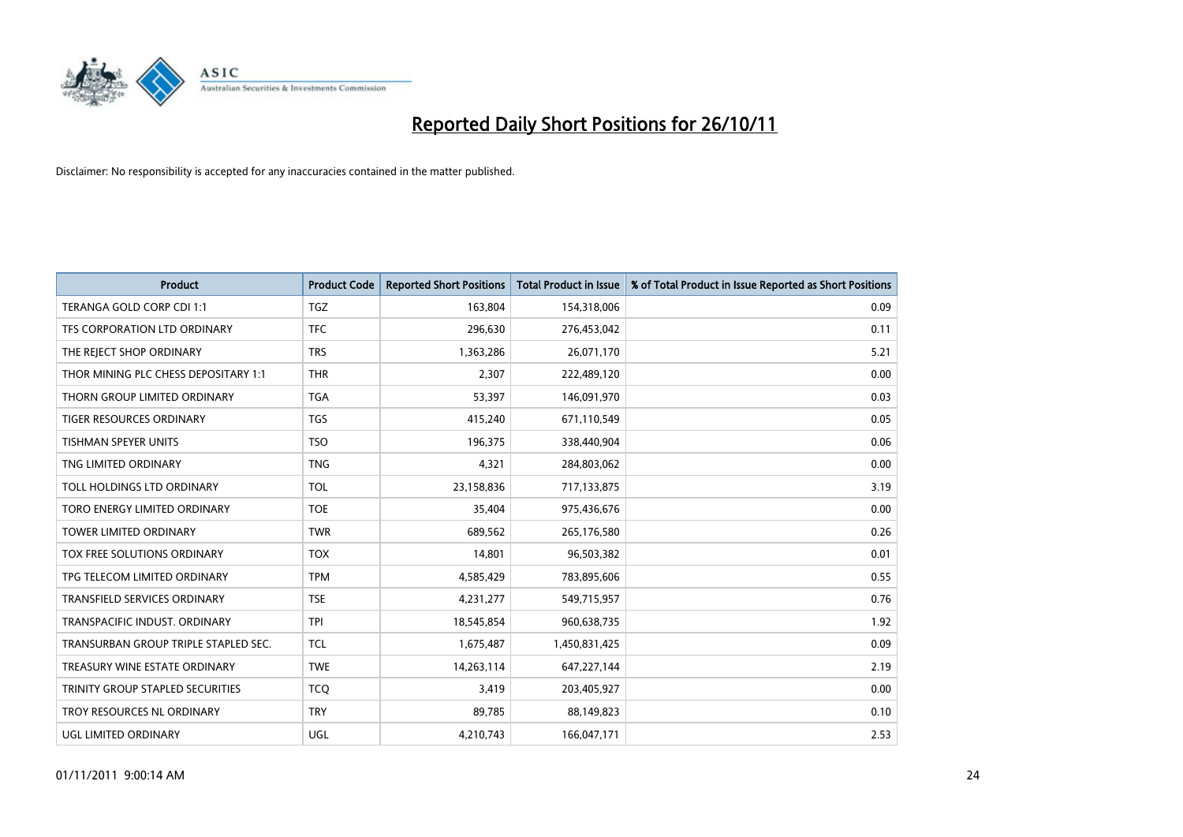# Reported Daily Short Positions for 26/10/11

Disclaimer: No responsibility is accepted for any inaccuracies contained in the matter published.

| Product | Product Code | Reported Short Positions | Total Product in Issue | % of Total Product in Issue Reported as Short Positions |
|---|---|---|---|---|
| TERANGA GOLD CORP CDI 1:1 | TGZ | 163,804 | 154,318,006 | 0.09 |
| TFS CORPORATION LTD ORDINARY | TFC | 296,630 | 276,453,042 | 0.11 |
| THE REJECT SHOP ORDINARY | TRS | 1,363,286 | 26,071,170 | 5.21 |
| THOR MINING PLC CHESS DEPOSITARY 1:1 | THR | 2,307 | 222,489,120 | 0.00 |
| THORN GROUP LIMITED ORDINARY | TGA | 53,397 | 146,091,970 | 0.03 |
| TIGER RESOURCES ORDINARY | TGS | 415,240 | 671,110,549 | 0.05 |
| TISHMAN SPEYER UNITS | TSO | 196,375 | 338,440,904 | 0.06 |
| TNG LIMITED ORDINARY | TNG | 4,321 | 284,803,062 | 0.00 |
| TOLL HOLDINGS LTD ORDINARY | TOL | 23,158,836 | 717,133,875 | 3.19 |
| TORO ENERGY LIMITED ORDINARY | TOE | 35,404 | 975,436,676 | 0.00 |
| TOWER LIMITED ORDINARY | TWR | 689,562 | 265,176,580 | 0.26 |
| TOX FREE SOLUTIONS ORDINARY | TOX | 14,801 | 96,503,382 | 0.01 |
| TPG TELECOM LIMITED ORDINARY | TPM | 4,585,429 | 783,895,606 | 0.55 |
| TRANSFIELD SERVICES ORDINARY | TSE | 4,231,277 | 549,715,957 | 0.76 |
| TRANSPACIFIC INDUST. ORDINARY | TPI | 18,545,854 | 960,638,735 | 1.92 |
| TRANSURBAN GROUP TRIPLE STAPLED SEC. | TCL | 1,675,487 | 1,450,831,425 | 0.09 |
| TREASURY WINE ESTATE ORDINARY | TWE | 14,263,114 | 647,227,144 | 2.19 |
| TRINITY GROUP STAPLED SECURITIES | TCQ | 3,419 | 203,405,927 | 0.00 |
| TROY RESOURCES NL ORDINARY | TRY | 89,785 | 88,149,823 | 0.10 |
| UGL LIMITED ORDINARY | UGL | 4,210,743 | 166,047,171 | 2.53 |

01/11/2011 9:00:14 AM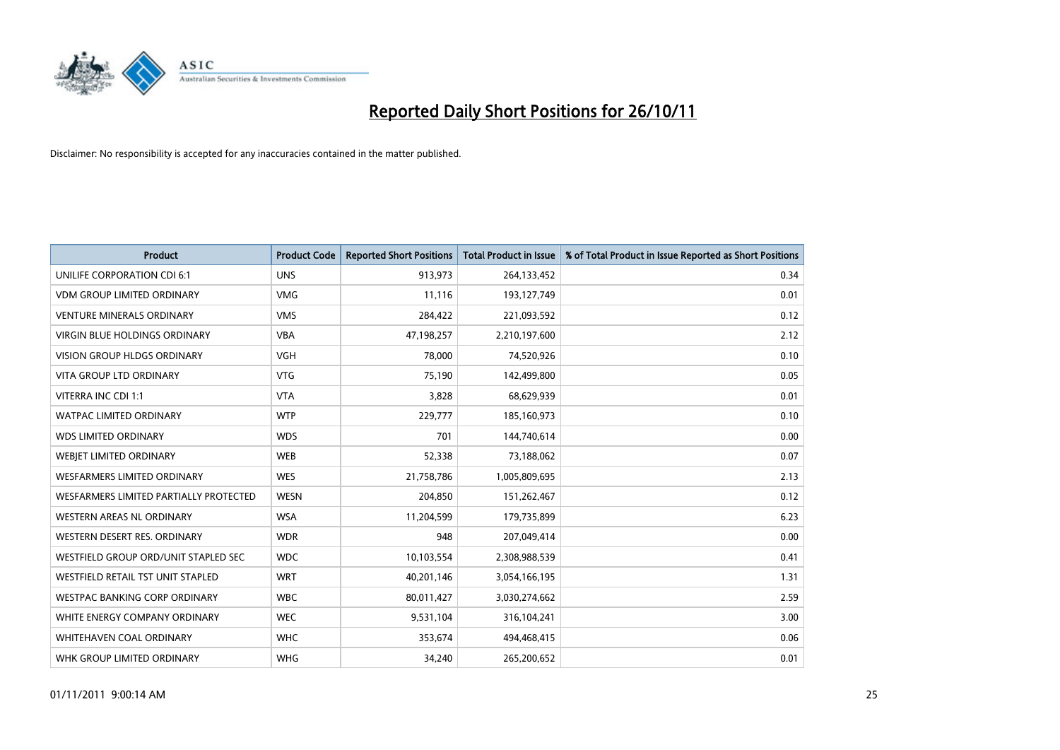# Reported Daily Short Positions for 26/10/11

Disclaimer: No responsibility is accepted for any inaccuracies contained in the matter published.

| Product | Product Code | Reported Short Positions | Total Product in Issue | % of Total Product in Issue Reported as Short Positions |
|---|---|---|---|---|
| UNILIFE CORPORATION CDI 6:1 | UNS | 913,973 | 264,133,452 | 0.34 |
| VDM GROUP LIMITED ORDINARY | VMG | 11,116 | 193,127,749 | 0.01 |
| VENTURE MINERALS ORDINARY | VMS | 284,422 | 221,093,592 | 0.12 |
| VIRGIN BLUE HOLDINGS ORDINARY | VBA | 47,198,257 | 2,210,197,600 | 2.12 |
| VISION GROUP HLDGS ORDINARY | VGH | 78,000 | 74,520,926 | 0.10 |
| VITA GROUP LTD ORDINARY | VTG | 75,190 | 142,499,800 | 0.05 |
| VITERRA INC CDI 1:1 | VTA | 3,828 | 68,629,939 | 0.01 |
| WATPAC LIMITED ORDINARY | WTP | 229,777 | 185,160,973 | 0.10 |
| WDS LIMITED ORDINARY | WDS | 701 | 144,740,614 | 0.00 |
| WEBJET LIMITED ORDINARY | WEB | 52,338 | 73,188,062 | 0.07 |
| WESFARMERS LIMITED ORDINARY | WES | 21,758,786 | 1,005,809,695 | 2.13 |
| WESFARMERS LIMITED PARTIALLY PROTECTED | WESN | 204,850 | 151,262,467 | 0.12 |
| WESTERN AREAS NL ORDINARY | WSA | 11,204,599 | 179,735,899 | 6.23 |
| WESTERN DESERT RES. ORDINARY | WDR | 948 | 207,049,414 | 0.00 |
| WESTFIELD GROUP ORD/UNIT STAPLED SEC | WDC | 10,103,554 | 2,308,988,539 | 0.41 |
| WESTFIELD RETAIL TST UNIT STAPLED | WRT | 40,201,146 | 3,054,166,195 | 1.31 |
| WESTPAC BANKING CORP ORDINARY | WBC | 80,011,427 | 3,030,274,662 | 2.59 |
| WHITE ENERGY COMPANY ORDINARY | WEC | 9,531,104 | 316,104,241 | 3.00 |
| WHITEHAVEN COAL ORDINARY | WHC | 353,674 | 494,468,415 | 0.06 |
| WHK GROUP LIMITED ORDINARY | WHG | 34,240 | 265,200,652 | 0.01 |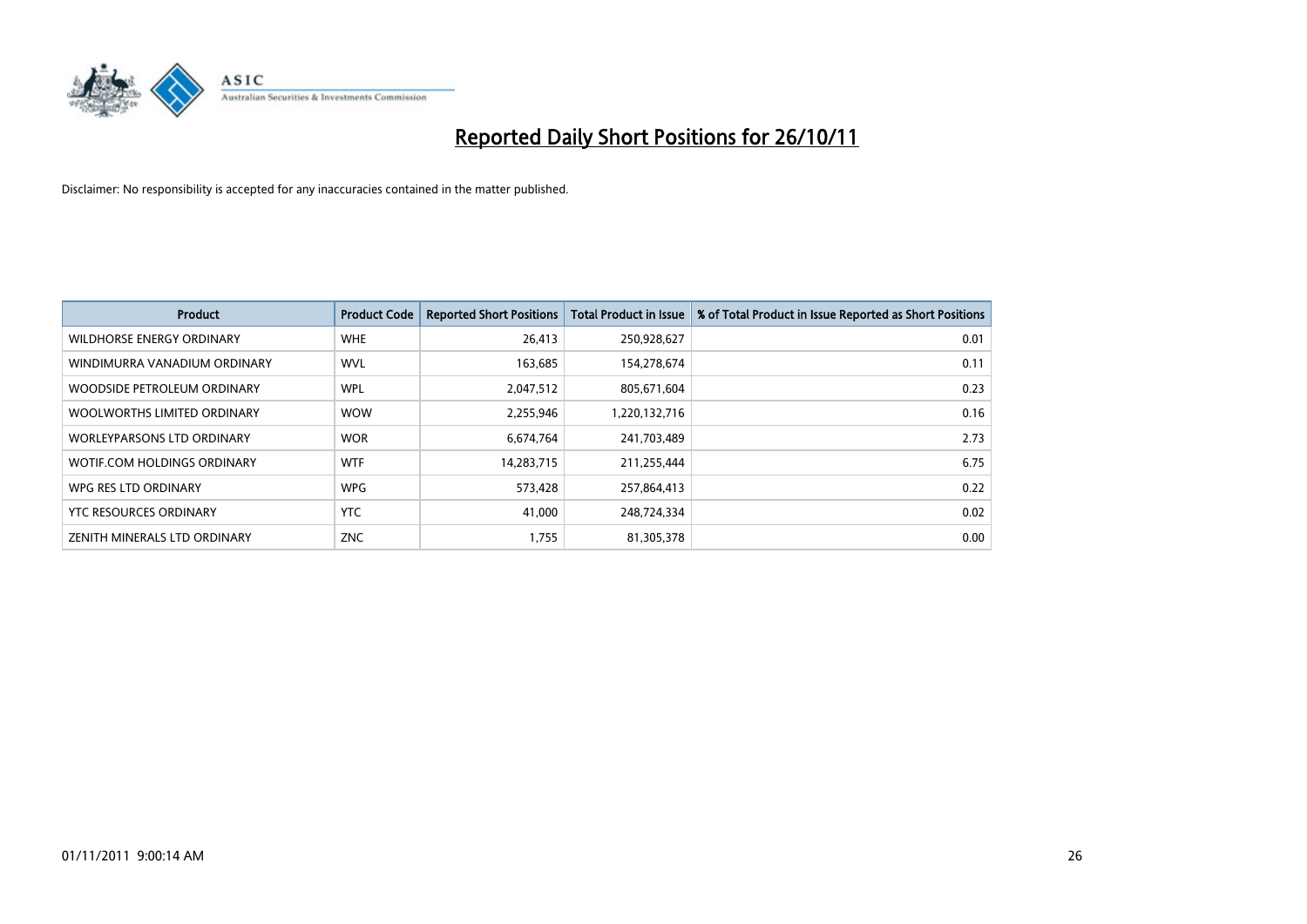# Reported Daily Short Positions for 26/10/11

Disclaimer: No responsibility is accepted for any inaccuracies contained in the matter published.

| Product | Product Code | Reported Short Positions | Total Product in Issue | % of Total Product in Issue Reported as Short Positions |
|---|---|---|---|---|
| WILDHORSE ENERGY ORDINARY | WHE | 26,413 | 250,928,627 | 0.01 |
| WINDIMURRA VANADIUM ORDINARY | WVL | 163,685 | 154,278,674 | 0.11 |
| WOODSIDE PETROLEUM ORDINARY | WPL | 2,047,512 | 805,671,604 | 0.23 |
| WOOLWORTHS LIMITED ORDINARY | WOW | 2,255,946 | 1,220,132,716 | 0.16 |
| WORLEYPARSONS LTD ORDINARY | WOR | 6,674,764 | 241,703,489 | 2.73 |
| WOTIF.COM HOLDINGS ORDINARY | WTF | 14,283,715 | 211,255,444 | 6.75 |
| WPG RES LTD ORDINARY | WPG | 573,428 | 257,864,413 | 0.22 |
| YTC RESOURCES ORDINARY | YTC | 41,000 | 248,724,334 | 0.02 |
| ZENITH MINERALS LTD ORDINARY | ZNC | 1,755 | 81,305,378 | 0.00 |

01/11/2011 9:00:14 AM